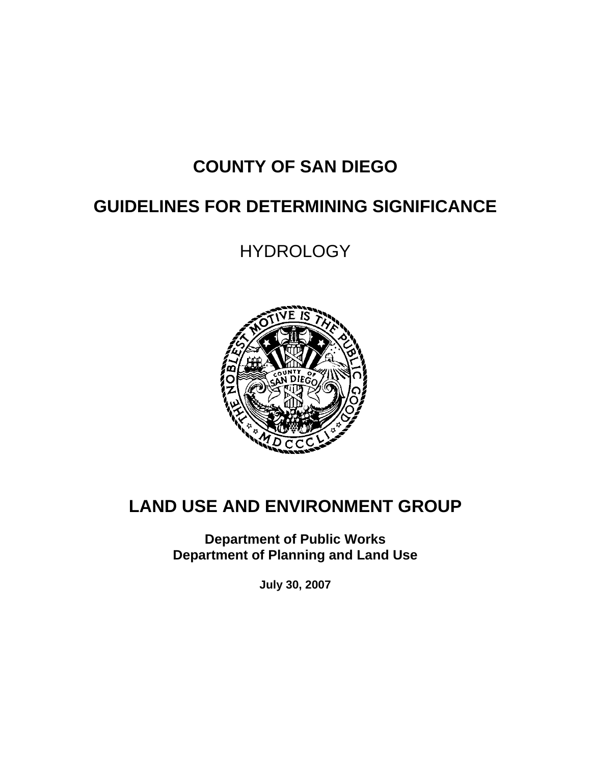# COUNTY OF SAN DIEGO

# GUIDELINES FOR DETERMINING SIGNIFICANCE

## HYDROLOGY

# LAND USE AND ENVIRONMENT GROUP

**Department of Public Works**
**Department of Planning and Land Use**

**July 30, 2007**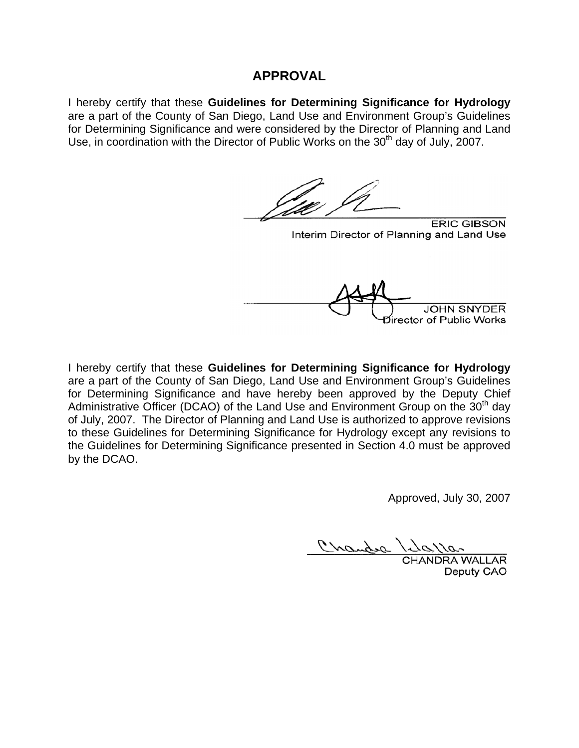## APPROVAL

I hereby certify that these **Guidelines for Determining Significance for Hydrology** are a part of the County of San Diego, Land Use and Environment Group's Guidelines for Determining Significance and were considered by the Director of Planning and Land Use, in coordination with the Director of Public Works on the 30th day of July, 2007.

ERIC GIBSON
Interim Director of Planning and Land Use

JOHN SNYDER
Director of Public Works

I hereby certify that these **Guidelines for Determining Significance for Hydrology** are a part of the County of San Diego, Land Use and Environment Group's Guidelines for Determining Significance and have hereby been approved by the Deputy Chief Administrative Officer (DCAO) of the Land Use and Environment Group on the 30th day of July, 2007. The Director of Planning and Land Use is authorized to approve revisions to these Guidelines for Determining Significance for Hydrology except any revisions to the Guidelines for Determining Significance presented in Section 4.0 must be approved by the DCAO.

Approved, July 30, 2007

CHANDRA WALLAR
Deputy CAO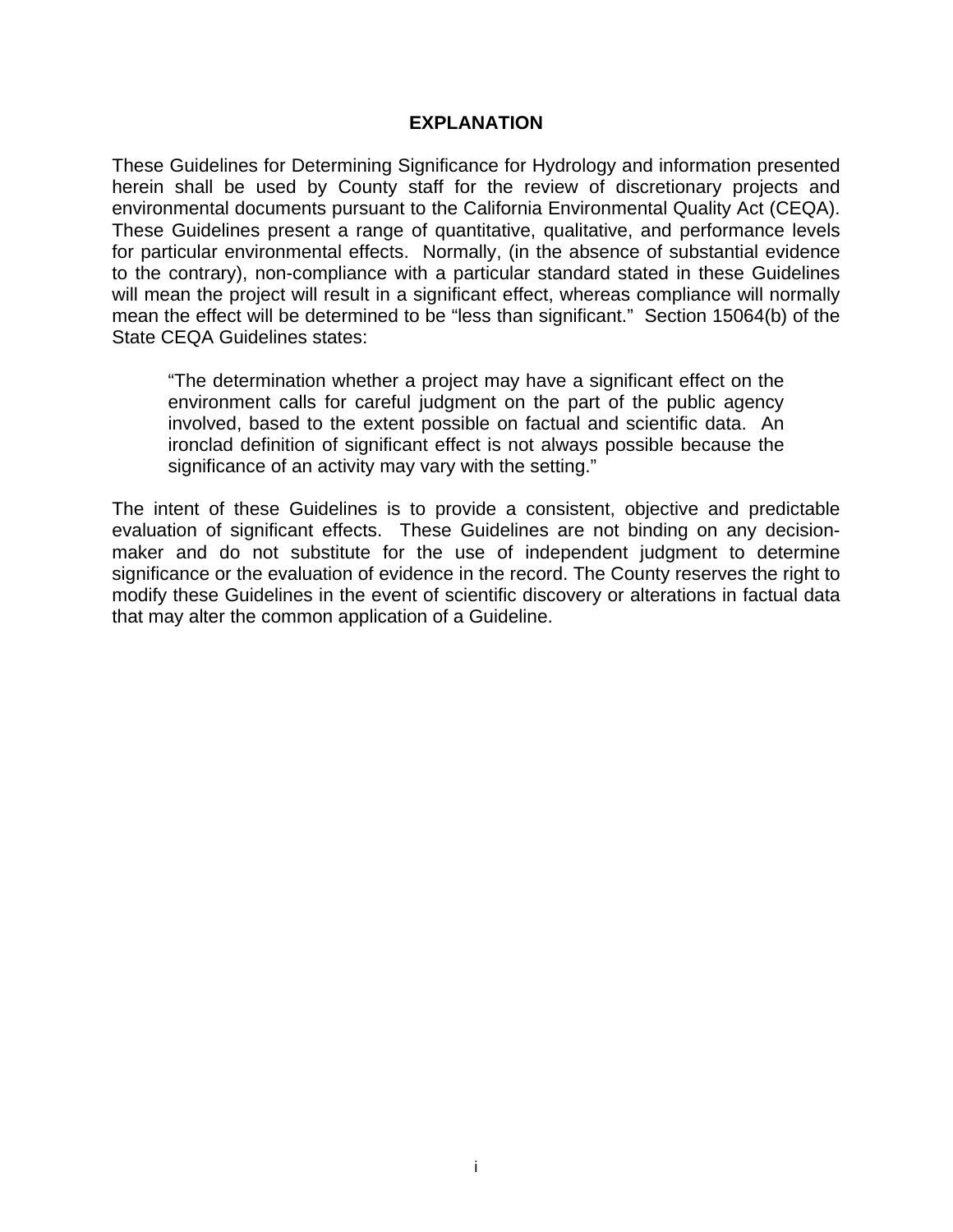## EXPLANATION

These Guidelines for Determining Significance for Hydrology and information presented herein shall be used by County staff for the review of discretionary projects and environmental documents pursuant to the California Environmental Quality Act (CEQA). These Guidelines present a range of quantitative, qualitative, and performance levels for particular environmental effects. Normally, (in the absence of substantial evidence to the contrary), non-compliance with a particular standard stated in these Guidelines will mean the project will result in a significant effect, whereas compliance will normally mean the effect will be determined to be "less than significant." Section 15064(b) of the State CEQA Guidelines states:

> "The determination whether a project may have a significant effect on the environment calls for careful judgment on the part of the public agency involved, based to the extent possible on factual and scientific data. An ironclad definition of significant effect is not always possible because the significance of an activity may vary with the setting."

The intent of these Guidelines is to provide a consistent, objective and predictable evaluation of significant effects. These Guidelines are not binding on any decision-maker and do not substitute for the use of independent judgment to determine significance or the evaluation of evidence in the record. The County reserves the right to modify these Guidelines in the event of scientific discovery or alterations in factual data that may alter the common application of a Guideline.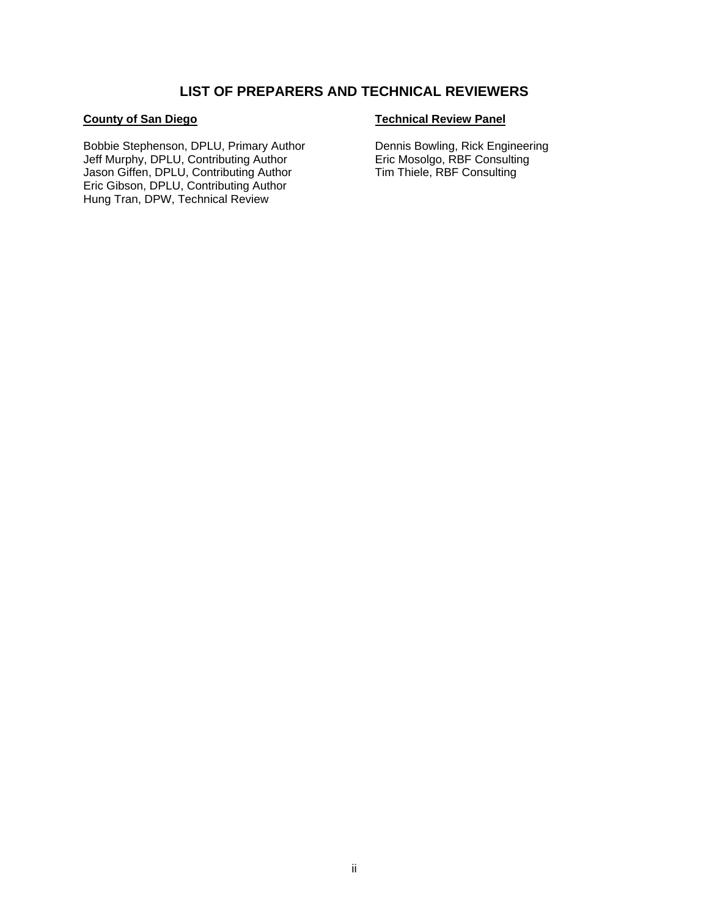# LIST OF PREPARERS AND TECHNICAL REVIEWERS

**County of San Diego**

Bobbie Stephenson, DPLU, Primary Author
Jeff Murphy, DPLU, Contributing Author
Jason Giffen, DPLU, Contributing Author
Eric Gibson, DPLU, Contributing Author
Hung Tran, DPW, Technical Review

**Technical Review Panel**

Dennis Bowling, Rick Engineering
Eric Mosolgo, RBF Consulting
Tim Thiele, RBF Consulting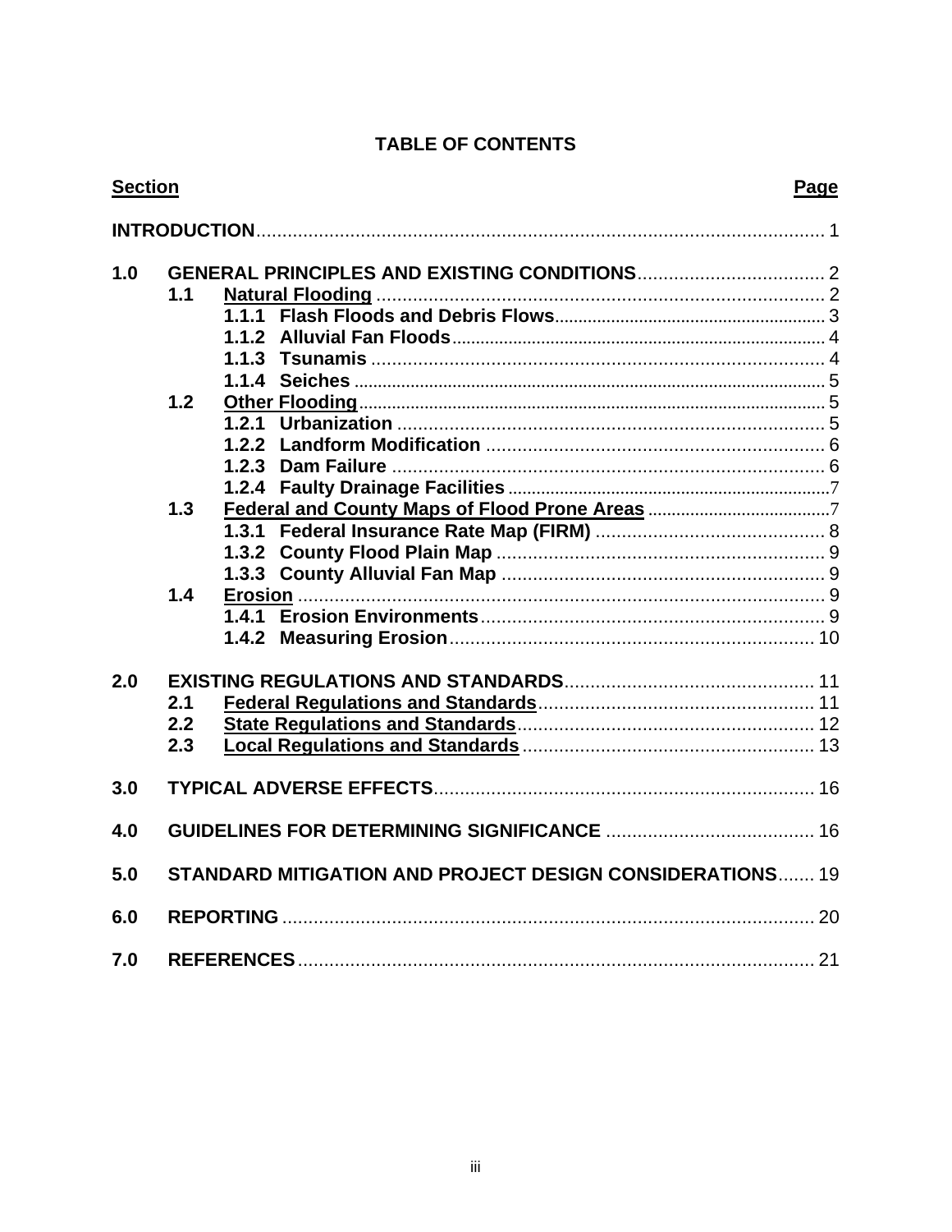# TABLE OF CONTENTS

| Section | | | Page |
|---|---|---|---|
| **INTRODUCTION** | | | 1 |
| **1.0** | **GENERAL PRINCIPLES AND EXISTING CONDITIONS** | | 2 |
| | **1.1** | **Natural Flooding** | 2 |
| | | **1.1.1 Flash Floods and Debris Flows** | 3 |
| | | **1.1.2 Alluvial Fan Floods** | 4 |
| | | **1.1.3 Tsunamis** | 4 |
| | | **1.1.4 Seiches** | 5 |
| | **1.2** | **Other Flooding** | 5 |
| | | **1.2.1 Urbanization** | 5 |
| | | **1.2.2 Landform Modification** | 6 |
| | | **1.2.3 Dam Failure** | 6 |
| | | **1.2.4 Faulty Drainage Facilities** | 7 |
| | **1.3** | **Federal and County Maps of Flood Prone Areas** | 7 |
| | | **1.3.1 Federal Insurance Rate Map (FIRM)** | 8 |
| | | **1.3.2 County Flood Plain Map** | 9 |
| | | **1.3.3 County Alluvial Fan Map** | 9 |
| | **1.4** | **Erosion** | 9 |
| | | **1.4.1 Erosion Environments** | 9 |
| | | **1.4.2 Measuring Erosion** | 10 |
| **2.0** | **EXISTING REGULATIONS AND STANDARDS** | | 11 |
| | **2.1** | **Federal Regulations and Standards** | 11 |
| | **2.2** | **State Regulations and Standards** | 12 |
| | **2.3** | **Local Regulations and Standards** | 13 |
| **3.0** | **TYPICAL ADVERSE EFFECTS** | | 16 |
| **4.0** | **GUIDELINES FOR DETERMINING SIGNIFICANCE** | | 16 |
| **5.0** | **STANDARD MITIGATION AND PROJECT DESIGN CONSIDERATIONS** | | 19 |
| **6.0** | **REPORTING** | | 20 |
| **7.0** | **REFERENCES** | | 21 |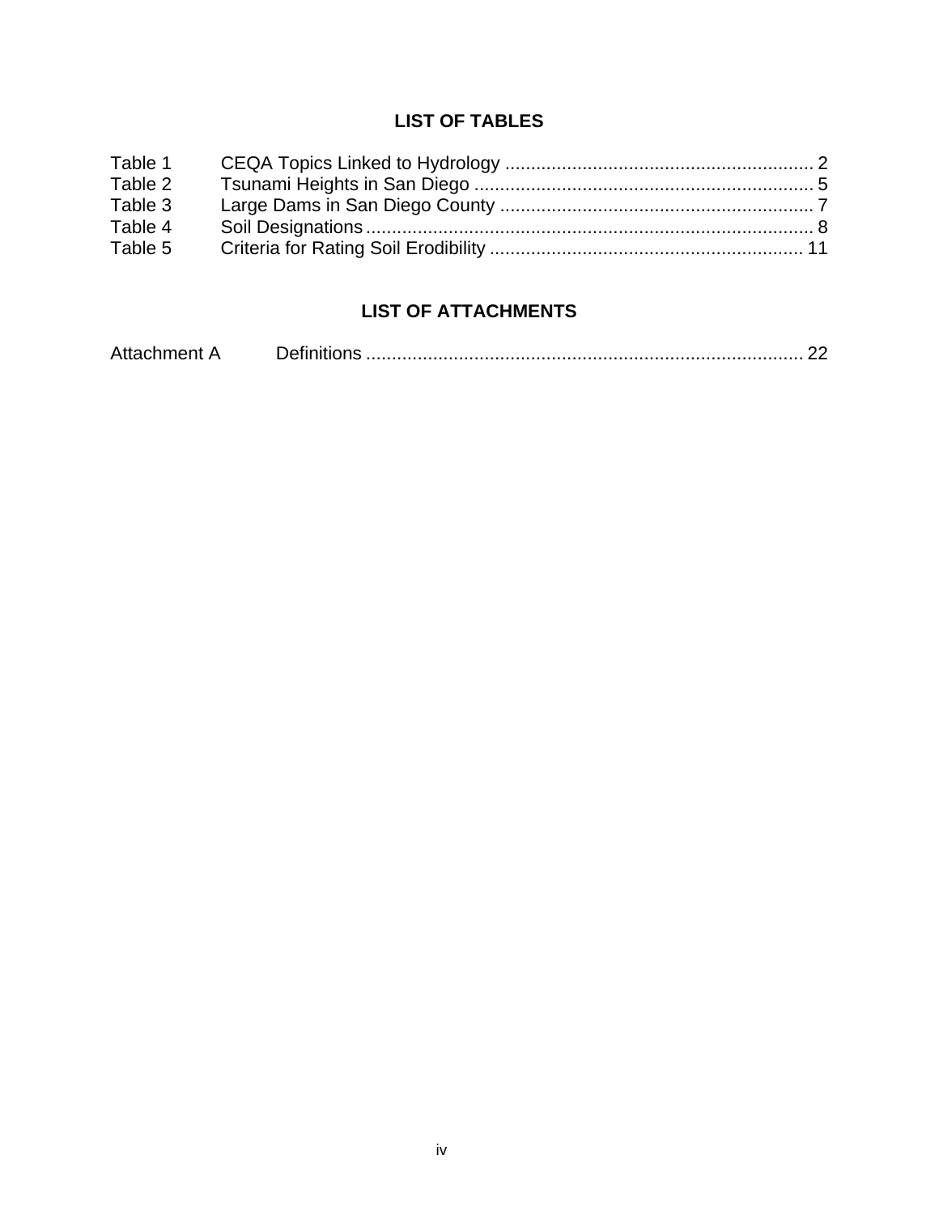## LIST OF TABLES

| | | |
|---|---|---|
| Table 1 | CEQA Topics Linked to Hydrology | 2 |
| Table 2 | Tsunami Heights in San Diego | 5 |
| Table 3 | Large Dams in San Diego County | 7 |
| Table 4 | Soil Designations | 8 |
| Table 5 | Criteria for Rating Soil Erodibility | 11 |

## LIST OF ATTACHMENTS

| | | |
|---|---|---|
| Attachment A | Definitions | 22 |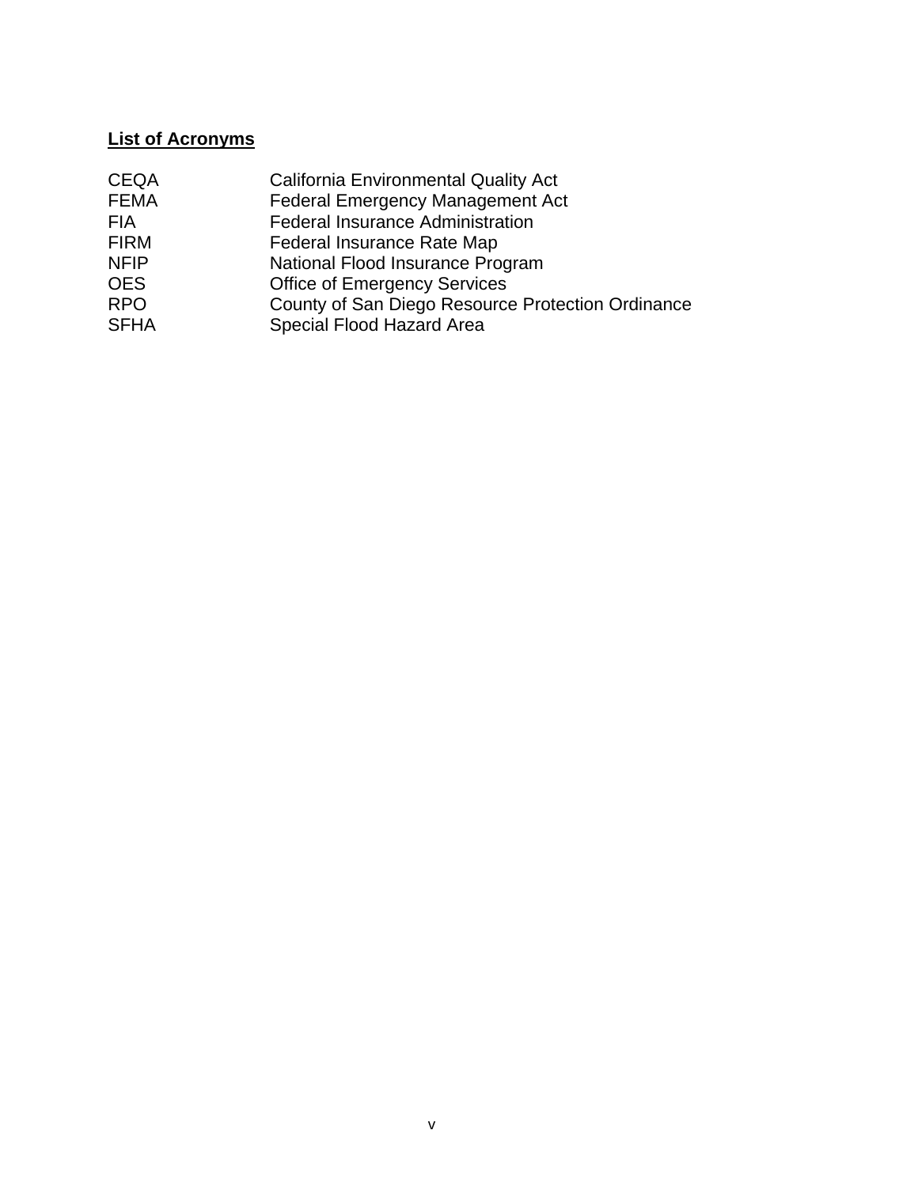## List of Acronyms

| | |
|---|---|
| CEQA | California Environmental Quality Act |
| FEMA | Federal Emergency Management Act |
| FIA | Federal Insurance Administration |
| FIRM | Federal Insurance Rate Map |
| NFIP | National Flood Insurance Program |
| OES | Office of Emergency Services |
| RPO | County of San Diego Resource Protection Ordinance |
| SFHA | Special Flood Hazard Area |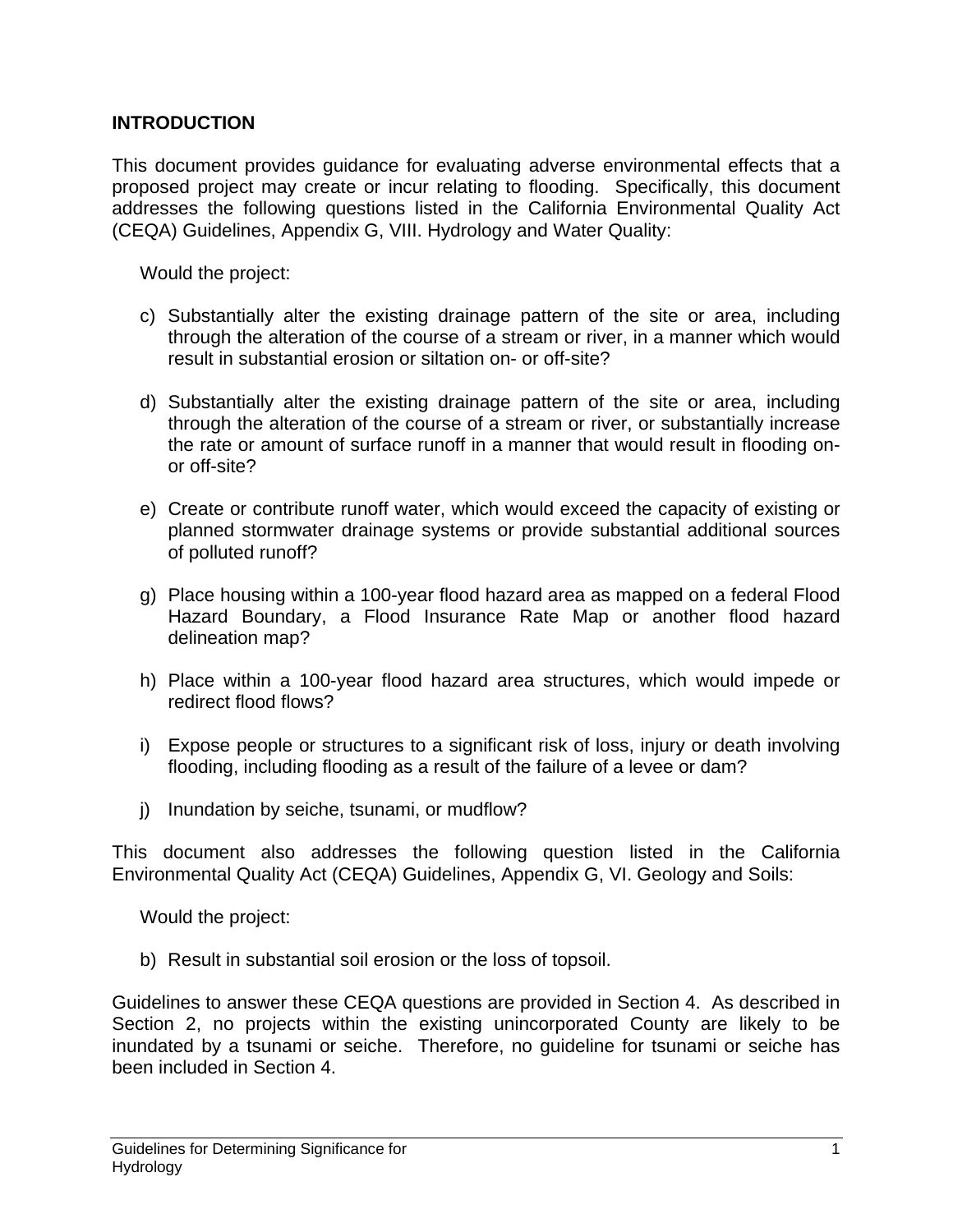## INTRODUCTION

This document provides guidance for evaluating adverse environmental effects that a proposed project may create or incur relating to flooding. Specifically, this document addresses the following questions listed in the California Environmental Quality Act (CEQA) Guidelines, Appendix G, VIII. Hydrology and Water Quality:

Would the project:

c) Substantially alter the existing drainage pattern of the site or area, including through the alteration of the course of a stream or river, in a manner which would result in substantial erosion or siltation on- or off-site?

d) Substantially alter the existing drainage pattern of the site or area, including through the alteration of the course of a stream or river, or substantially increase the rate or amount of surface runoff in a manner that would result in flooding on- or off-site?

e) Create or contribute runoff water, which would exceed the capacity of existing or planned stormwater drainage systems or provide substantial additional sources of polluted runoff?

g) Place housing within a 100-year flood hazard area as mapped on a federal Flood Hazard Boundary, a Flood Insurance Rate Map or another flood hazard delineation map?

h) Place within a 100-year flood hazard area structures, which would impede or redirect flood flows?

i) Expose people or structures to a significant risk of loss, injury or death involving flooding, including flooding as a result of the failure of a levee or dam?

j) Inundation by seiche, tsunami, or mudflow?

This document also addresses the following question listed in the California Environmental Quality Act (CEQA) Guidelines, Appendix G, VI. Geology and Soils:

Would the project:

b) Result in substantial soil erosion or the loss of topsoil.

Guidelines to answer these CEQA questions are provided in Section 4. As described in Section 2, no projects within the existing unincorporated County are likely to be inundated by a tsunami or seiche. Therefore, no guideline for tsunami or seiche has been included in Section 4.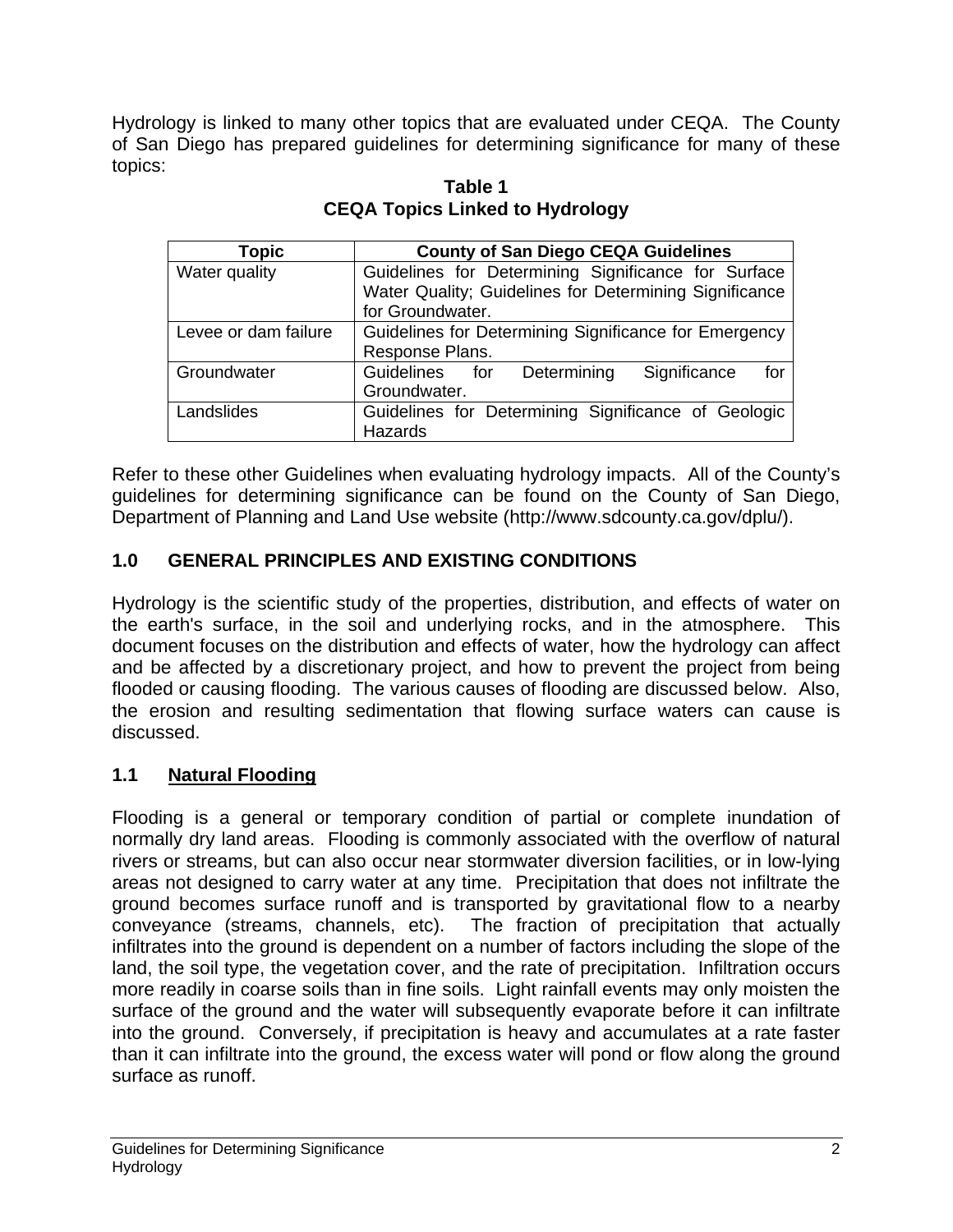Hydrology is linked to many other topics that are evaluated under CEQA. The County of San Diego has prepared guidelines for determining significance for many of these topics:

**Table 1**
**CEQA Topics Linked to Hydrology**

| Topic | County of San Diego CEQA Guidelines |
|---|---|
| Water quality | Guidelines for Determining Significance for Surface Water Quality; Guidelines for Determining Significance for Groundwater. |
| Levee or dam failure | Guidelines for Determining Significance for Emergency Response Plans. |
| Groundwater | Guidelines for Determining Significance for Groundwater. |
| Landslides | Guidelines for Determining Significance of Geologic Hazards |

Refer to these other Guidelines when evaluating hydrology impacts. All of the County's guidelines for determining significance can be found on the County of San Diego, Department of Planning and Land Use website (http://www.sdcounty.ca.gov/dplu/).

## 1.0 GENERAL PRINCIPLES AND EXISTING CONDITIONS

Hydrology is the scientific study of the properties, distribution, and effects of water on the earth's surface, in the soil and underlying rocks, and in the atmosphere. This document focuses on the distribution and effects of water, how the hydrology can affect and be affected by a discretionary project, and how to prevent the project from being flooded or causing flooding. The various causes of flooding are discussed below. Also, the erosion and resulting sedimentation that flowing surface waters can cause is discussed.

### 1.1 Natural Flooding

Flooding is a general or temporary condition of partial or complete inundation of normally dry land areas. Flooding is commonly associated with the overflow of natural rivers or streams, but can also occur near stormwater diversion facilities, or in low-lying areas not designed to carry water at any time. Precipitation that does not infiltrate the ground becomes surface runoff and is transported by gravitational flow to a nearby conveyance (streams, channels, etc). The fraction of precipitation that actually infiltrates into the ground is dependent on a number of factors including the slope of the land, the soil type, the vegetation cover, and the rate of precipitation. Infiltration occurs more readily in coarse soils than in fine soils. Light rainfall events may only moisten the surface of the ground and the water will subsequently evaporate before it can infiltrate into the ground. Conversely, if precipitation is heavy and accumulates at a rate faster than it can infiltrate into the ground, the excess water will pond or flow along the ground surface as runoff.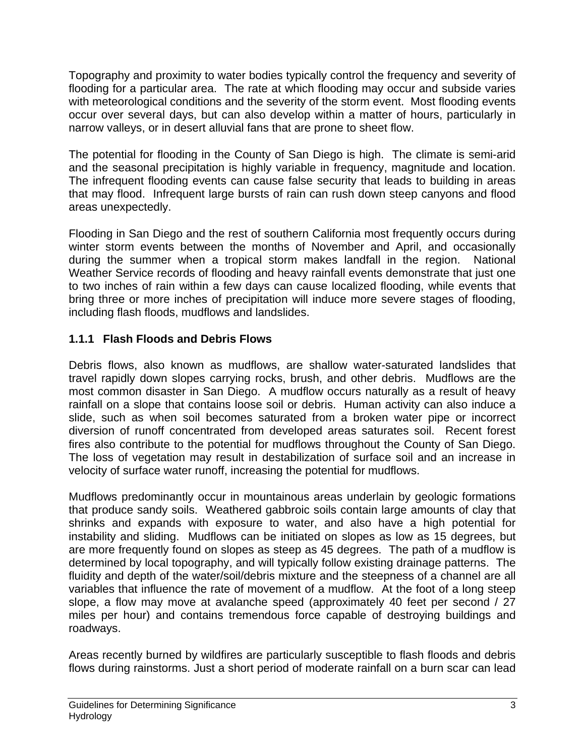Topography and proximity to water bodies typically control the frequency and severity of flooding for a particular area. The rate at which flooding may occur and subside varies with meteorological conditions and the severity of the storm event. Most flooding events occur over several days, but can also develop within a matter of hours, particularly in narrow valleys, or in desert alluvial fans that are prone to sheet flow.

The potential for flooding in the County of San Diego is high. The climate is semi-arid and the seasonal precipitation is highly variable in frequency, magnitude and location. The infrequent flooding events can cause false security that leads to building in areas that may flood. Infrequent large bursts of rain can rush down steep canyons and flood areas unexpectedly.

Flooding in San Diego and the rest of southern California most frequently occurs during winter storm events between the months of November and April, and occasionally during the summer when a tropical storm makes landfall in the region. National Weather Service records of flooding and heavy rainfall events demonstrate that just one to two inches of rain within a few days can cause localized flooding, while events that bring three or more inches of precipitation will induce more severe stages of flooding, including flash floods, mudflows and landslides.

### 1.1.1 Flash Floods and Debris Flows

Debris flows, also known as mudflows, are shallow water-saturated landslides that travel rapidly down slopes carrying rocks, brush, and other debris. Mudflows are the most common disaster in San Diego. A mudflow occurs naturally as a result of heavy rainfall on a slope that contains loose soil or debris. Human activity can also induce a slide, such as when soil becomes saturated from a broken water pipe or incorrect diversion of runoff concentrated from developed areas saturates soil. Recent forest fires also contribute to the potential for mudflows throughout the County of San Diego. The loss of vegetation may result in destabilization of surface soil and an increase in velocity of surface water runoff, increasing the potential for mudflows.

Mudflows predominantly occur in mountainous areas underlain by geologic formations that produce sandy soils. Weathered gabbroic soils contain large amounts of clay that shrinks and expands with exposure to water, and also have a high potential for instability and sliding. Mudflows can be initiated on slopes as low as 15 degrees, but are more frequently found on slopes as steep as 45 degrees. The path of a mudflow is determined by local topography, and will typically follow existing drainage patterns. The fluidity and depth of the water/soil/debris mixture and the steepness of a channel are all variables that influence the rate of movement of a mudflow. At the foot of a long steep slope, a flow may move at avalanche speed (approximately 40 feet per second / 27 miles per hour) and contains tremendous force capable of destroying buildings and roadways.

Areas recently burned by wildfires are particularly susceptible to flash floods and debris flows during rainstorms. Just a short period of moderate rainfall on a burn scar can lead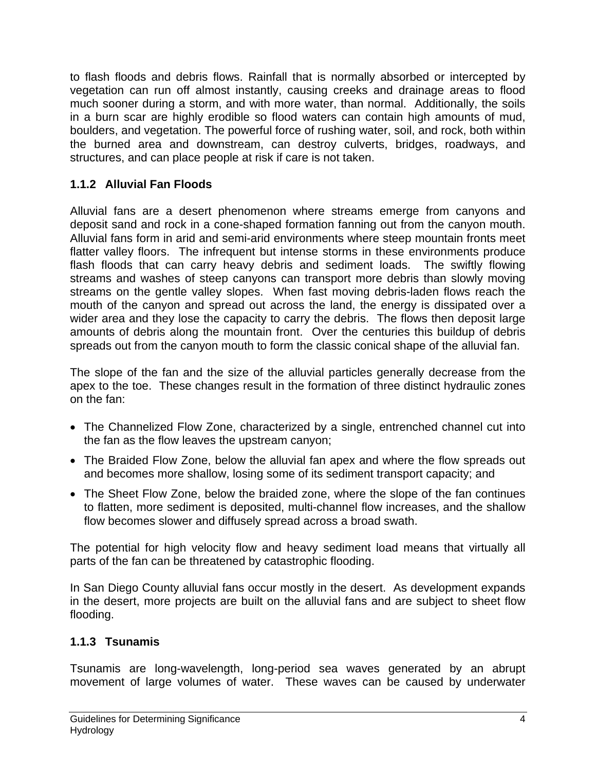to flash floods and debris flows. Rainfall that is normally absorbed or intercepted by vegetation can run off almost instantly, causing creeks and drainage areas to flood much sooner during a storm, and with more water, than normal. Additionally, the soils in a burn scar are highly erodible so flood waters can contain high amounts of mud, boulders, and vegetation. The powerful force of rushing water, soil, and rock, both within the burned area and downstream, can destroy culverts, bridges, roadways, and structures, and can place people at risk if care is not taken.

### 1.1.2 Alluvial Fan Floods

Alluvial fans are a desert phenomenon where streams emerge from canyons and deposit sand and rock in a cone-shaped formation fanning out from the canyon mouth. Alluvial fans form in arid and semi-arid environments where steep mountain fronts meet flatter valley floors. The infrequent but intense storms in these environments produce flash floods that can carry heavy debris and sediment loads. The swiftly flowing streams and washes of steep canyons can transport more debris than slowly moving streams on the gentle valley slopes. When fast moving debris-laden flows reach the mouth of the canyon and spread out across the land, the energy is dissipated over a wider area and they lose the capacity to carry the debris. The flows then deposit large amounts of debris along the mountain front. Over the centuries this buildup of debris spreads out from the canyon mouth to form the classic conical shape of the alluvial fan.

The slope of the fan and the size of the alluvial particles generally decrease from the apex to the toe. These changes result in the formation of three distinct hydraulic zones on the fan:

- The Channelized Flow Zone, characterized by a single, entrenched channel cut into the fan as the flow leaves the upstream canyon;
- The Braided Flow Zone, below the alluvial fan apex and where the flow spreads out and becomes more shallow, losing some of its sediment transport capacity; and
- The Sheet Flow Zone, below the braided zone, where the slope of the fan continues to flatten, more sediment is deposited, multi-channel flow increases, and the shallow flow becomes slower and diffusely spread across a broad swath.

The potential for high velocity flow and heavy sediment load means that virtually all parts of the fan can be threatened by catastrophic flooding.

In San Diego County alluvial fans occur mostly in the desert. As development expands in the desert, more projects are built on the alluvial fans and are subject to sheet flow flooding.

### 1.1.3 Tsunamis

Tsunamis are long-wavelength, long-period sea waves generated by an abrupt movement of large volumes of water. These waves can be caused by underwater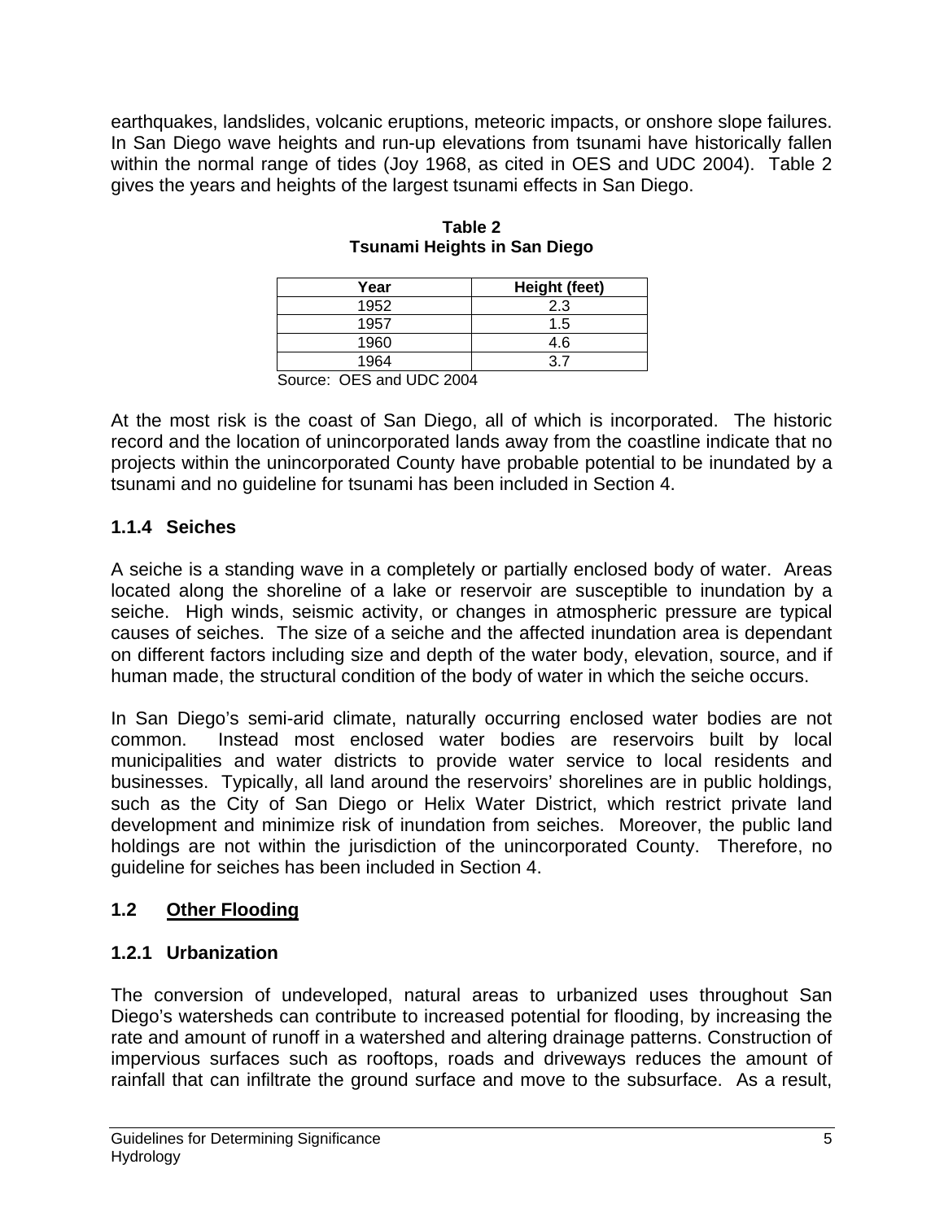earthquakes, landslides, volcanic eruptions, meteoric impacts, or onshore slope failures. In San Diego wave heights and run-up elevations from tsunami have historically fallen within the normal range of tides (Joy 1968, as cited in OES and UDC 2004). Table 2 gives the years and heights of the largest tsunami effects in San Diego.

**Table 2**
**Tsunami Heights in San Diego**

| Year | Height (feet) |
|---|---|
| 1952 | 2.3 |
| 1957 | 1.5 |
| 1960 | 4.6 |
| 1964 | 3.7 |

Source: OES and UDC 2004

At the most risk is the coast of San Diego, all of which is incorporated. The historic record and the location of unincorporated lands away from the coastline indicate that no projects within the unincorporated County have probable potential to be inundated by a tsunami and no guideline for tsunami has been included in Section 4.

### 1.1.4 Seiches

A seiche is a standing wave in a completely or partially enclosed body of water. Areas located along the shoreline of a lake or reservoir are susceptible to inundation by a seiche. High winds, seismic activity, or changes in atmospheric pressure are typical causes of seiches. The size of a seiche and the affected inundation area is dependant on different factors including size and depth of the water body, elevation, source, and if human made, the structural condition of the body of water in which the seiche occurs.

In San Diego's semi-arid climate, naturally occurring enclosed water bodies are not common. Instead most enclosed water bodies are reservoirs built by local municipalities and water districts to provide water service to local residents and businesses. Typically, all land around the reservoirs' shorelines are in public holdings, such as the City of San Diego or Helix Water District, which restrict private land development and minimize risk of inundation from seiches. Moreover, the public land holdings are not within the jurisdiction of the unincorporated County. Therefore, no guideline for seiches has been included in Section 4.

## 1.2 <u>Other Flooding</u>

### 1.2.1 Urbanization

The conversion of undeveloped, natural areas to urbanized uses throughout San Diego's watersheds can contribute to increased potential for flooding, by increasing the rate and amount of runoff in a watershed and altering drainage patterns. Construction of impervious surfaces such as rooftops, roads and driveways reduces the amount of rainfall that can infiltrate the ground surface and move to the subsurface. As a result,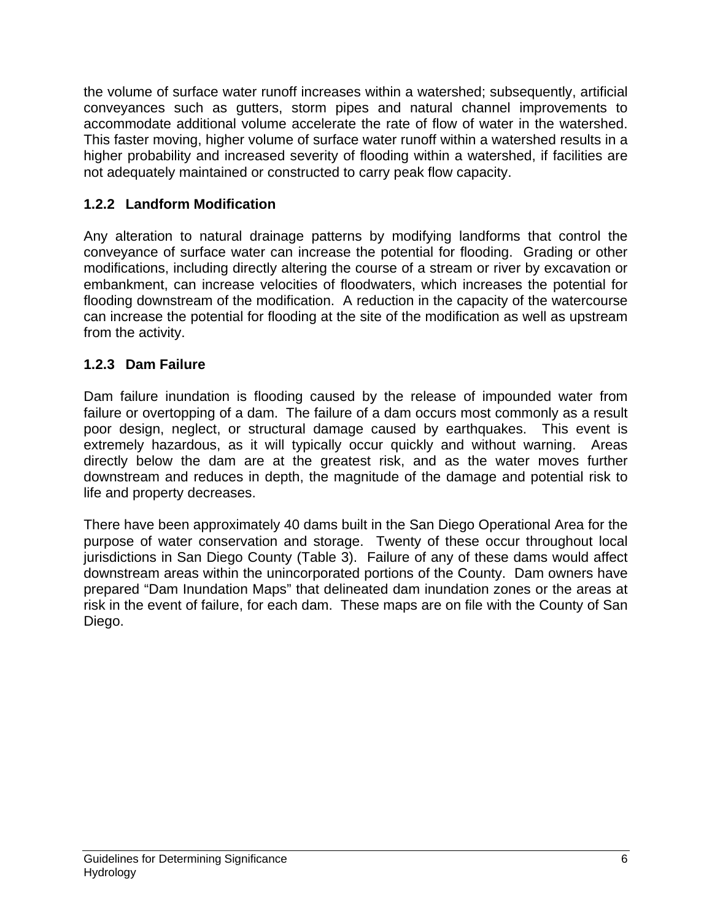the volume of surface water runoff increases within a watershed; subsequently, artificial conveyances such as gutters, storm pipes and natural channel improvements to accommodate additional volume accelerate the rate of flow of water in the watershed. This faster moving, higher volume of surface water runoff within a watershed results in a higher probability and increased severity of flooding within a watershed, if facilities are not adequately maintained or constructed to carry peak flow capacity.

### 1.2.2 Landform Modification

Any alteration to natural drainage patterns by modifying landforms that control the conveyance of surface water can increase the potential for flooding. Grading or other modifications, including directly altering the course of a stream or river by excavation or embankment, can increase velocities of floodwaters, which increases the potential for flooding downstream of the modification. A reduction in the capacity of the watercourse can increase the potential for flooding at the site of the modification as well as upstream from the activity.

### 1.2.3 Dam Failure

Dam failure inundation is flooding caused by the release of impounded water from failure or overtopping of a dam. The failure of a dam occurs most commonly as a result poor design, neglect, or structural damage caused by earthquakes. This event is extremely hazardous, as it will typically occur quickly and without warning. Areas directly below the dam are at the greatest risk, and as the water moves further downstream and reduces in depth, the magnitude of the damage and potential risk to life and property decreases.

There have been approximately 40 dams built in the San Diego Operational Area for the purpose of water conservation and storage. Twenty of these occur throughout local jurisdictions in San Diego County (Table 3). Failure of any of these dams would affect downstream areas within the unincorporated portions of the County. Dam owners have prepared "Dam Inundation Maps" that delineated dam inundation zones or the areas at risk in the event of failure, for each dam. These maps are on file with the County of San Diego.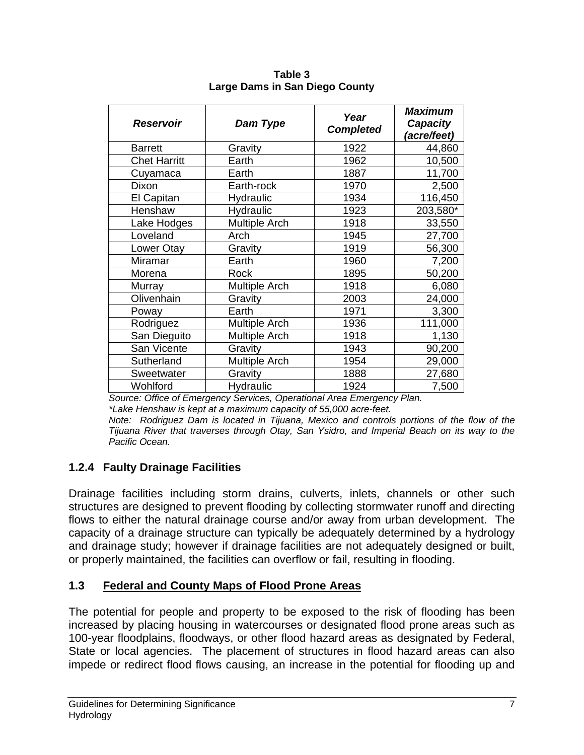**Table 3**
**Large Dams in San Diego County**

| *Reservoir* | *Dam Type* | *Year Completed* | *Maximum Capacity (acre/feet)* |
|---|---|---|---|
| Barrett | Gravity | 1922 | 44,860 |
| Chet Harritt | Earth | 1962 | 10,500 |
| Cuyamaca | Earth | 1887 | 11,700 |
| Dixon | Earth-rock | 1970 | 2,500 |
| El Capitan | Hydraulic | 1934 | 116,450 |
| Henshaw | Hydraulic | 1923 | 203,580* |
| Lake Hodges | Multiple Arch | 1918 | 33,550 |
| Loveland | Arch | 1945 | 27,700 |
| Lower Otay | Gravity | 1919 | 56,300 |
| Miramar | Earth | 1960 | 7,200 |
| Morena | Rock | 1895 | 50,200 |
| Murray | Multiple Arch | 1918 | 6,080 |
| Olivenhain | Gravity | 2003 | 24,000 |
| Poway | Earth | 1971 | 3,300 |
| Rodriguez | Multiple Arch | 1936 | 111,000 |
| San Dieguito | Multiple Arch | 1918 | 1,130 |
| San Vicente | Gravity | 1943 | 90,200 |
| Sutherland | Multiple Arch | 1954 | 29,000 |
| Sweetwater | Gravity | 1888 | 27,680 |
| Wohlford | Hydraulic | 1924 | 7,500 |

*Source: Office of Emergency Services, Operational Area Emergency Plan.*
*\*Lake Henshaw is kept at a maximum capacity of 55,000 acre-feet.*
*Note: Rodriguez Dam is located in Tijuana, Mexico and controls portions of the flow of the Tijuana River that traverses through Otay, San Ysidro, and Imperial Beach on its way to the Pacific Ocean.*

### 1.2.4 Faulty Drainage Facilities

Drainage facilities including storm drains, culverts, inlets, channels or other such structures are designed to prevent flooding by collecting stormwater runoff and directing flows to either the natural drainage course and/or away from urban development. The capacity of a drainage structure can typically be adequately determined by a hydrology and drainage study; however if drainage facilities are not adequately designed or built, or properly maintained, the facilities can overflow or fail, resulting in flooding.

## 1.3 Federal and County Maps of Flood Prone Areas

The potential for people and property to be exposed to the risk of flooding has been increased by placing housing in watercourses or designated flood prone areas such as 100-year floodplains, floodways, or other flood hazard areas as designated by Federal, State or local agencies. The placement of structures in flood hazard areas can also impede or redirect flood flows causing, an increase in the potential for flooding up and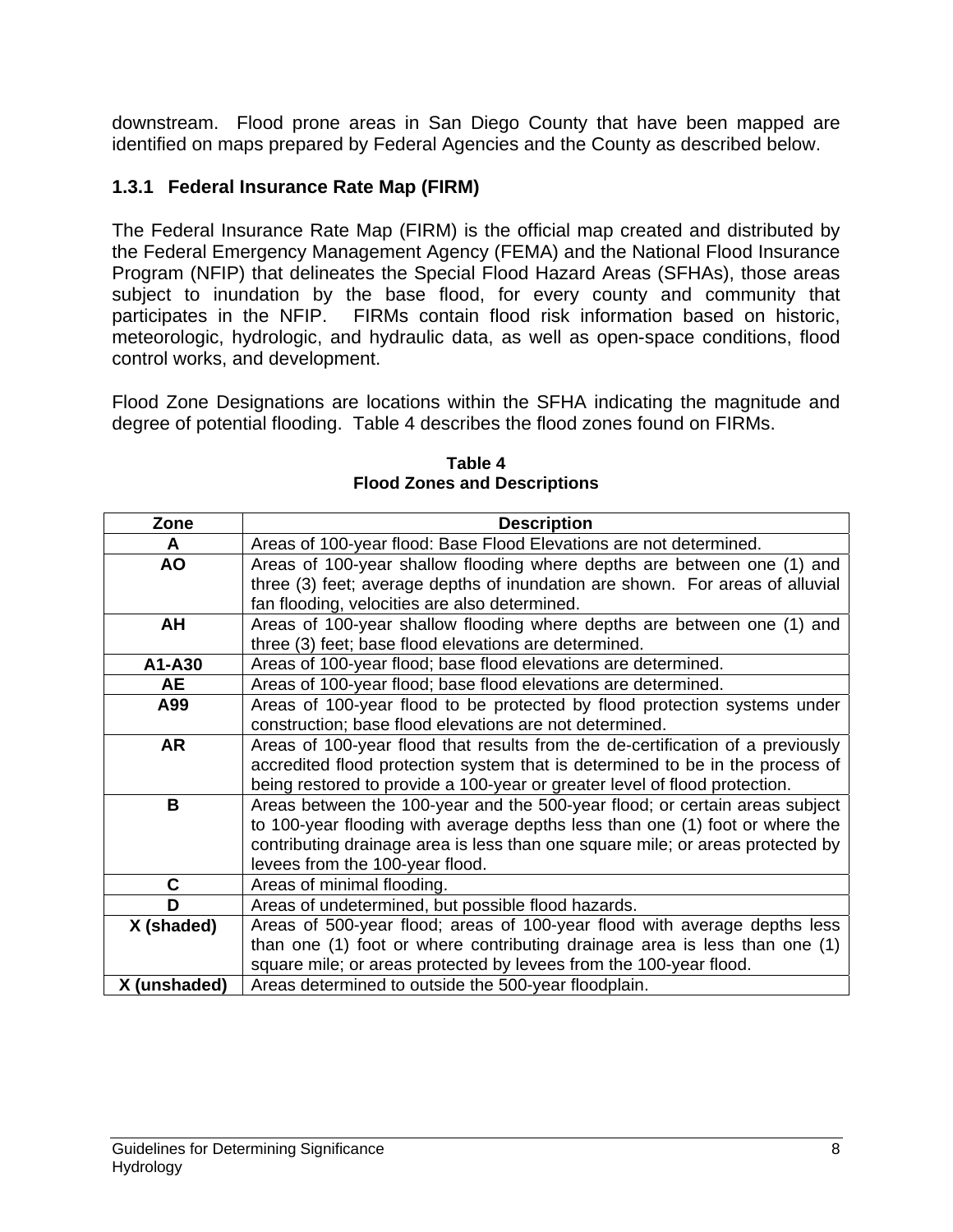downstream. Flood prone areas in San Diego County that have been mapped are identified on maps prepared by Federal Agencies and the County as described below.

### 1.3.1 Federal Insurance Rate Map (FIRM)

The Federal Insurance Rate Map (FIRM) is the official map created and distributed by the Federal Emergency Management Agency (FEMA) and the National Flood Insurance Program (NFIP) that delineates the Special Flood Hazard Areas (SFHAs), those areas subject to inundation by the base flood, for every county and community that participates in the NFIP. FIRMs contain flood risk information based on historic, meteorologic, hydrologic, and hydraulic data, as well as open-space conditions, flood control works, and development.

Flood Zone Designations are locations within the SFHA indicating the magnitude and degree of potential flooding. Table 4 describes the flood zones found on FIRMs.

**Table 4**
**Flood Zones and Descriptions**

| Zone | Description |
|---|---|
| **A** | Areas of 100-year flood: Base Flood Elevations are not determined. |
| **AO** | Areas of 100-year shallow flooding where depths are between one (1) and three (3) feet; average depths of inundation are shown. For areas of alluvial fan flooding, velocities are also determined. |
| **AH** | Areas of 100-year shallow flooding where depths are between one (1) and three (3) feet; base flood elevations are determined. |
| **A1-A30** | Areas of 100-year flood; base flood elevations are determined. |
| **AE** | Areas of 100-year flood; base flood elevations are determined. |
| **A99** | Areas of 100-year flood to be protected by flood protection systems under construction; base flood elevations are not determined. |
| **AR** | Areas of 100-year flood that results from the de-certification of a previously accredited flood protection system that is determined to be in the process of being restored to provide a 100-year or greater level of flood protection. |
| **B** | Areas between the 100-year and the 500-year flood; or certain areas subject to 100-year flooding with average depths less than one (1) foot or where the contributing drainage area is less than one square mile; or areas protected by levees from the 100-year flood. |
| **C** | Areas of minimal flooding. |
| **D** | Areas of undetermined, but possible flood hazards. |
| **X (shaded)** | Areas of 500-year flood; areas of 100-year flood with average depths less than one (1) foot or where contributing drainage area is less than one (1) square mile; or areas protected by levees from the 100-year flood. |
| **X (unshaded)** | Areas determined to outside the 500-year floodplain. |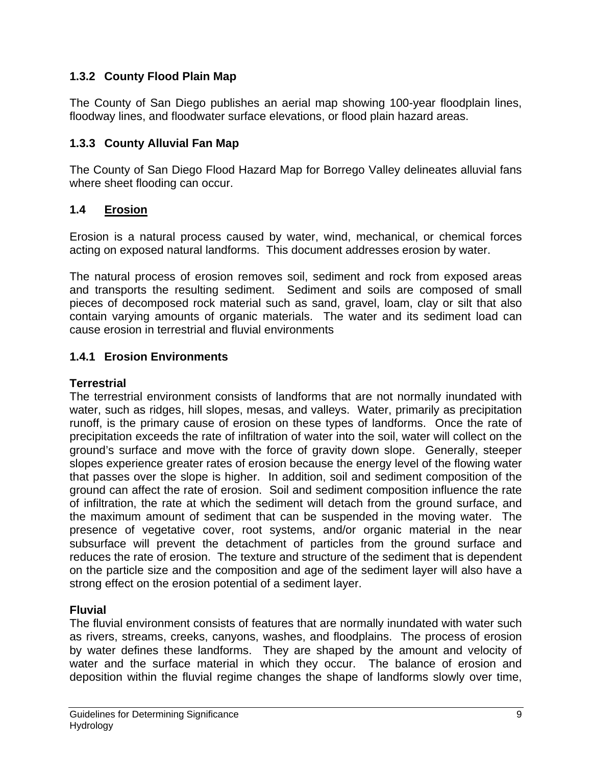### 1.3.2 County Flood Plain Map

The County of San Diego publishes an aerial map showing 100-year floodplain lines, floodway lines, and floodwater surface elevations, or flood plain hazard areas.

### 1.3.3 County Alluvial Fan Map

The County of San Diego Flood Hazard Map for Borrego Valley delineates alluvial fans where sheet flooding can occur.

## 1.4 Erosion

Erosion is a natural process caused by water, wind, mechanical, or chemical forces acting on exposed natural landforms. This document addresses erosion by water.

The natural process of erosion removes soil, sediment and rock from exposed areas and transports the resulting sediment. Sediment and soils are composed of small pieces of decomposed rock material such as sand, gravel, loam, clay or silt that also contain varying amounts of organic materials. The water and its sediment load can cause erosion in terrestrial and fluvial environments

### 1.4.1 Erosion Environments

**Terrestrial**

The terrestrial environment consists of landforms that are not normally inundated with water, such as ridges, hill slopes, mesas, and valleys. Water, primarily as precipitation runoff, is the primary cause of erosion on these types of landforms. Once the rate of precipitation exceeds the rate of infiltration of water into the soil, water will collect on the ground's surface and move with the force of gravity down slope. Generally, steeper slopes experience greater rates of erosion because the energy level of the flowing water that passes over the slope is higher. In addition, soil and sediment composition of the ground can affect the rate of erosion. Soil and sediment composition influence the rate of infiltration, the rate at which the sediment will detach from the ground surface, and the maximum amount of sediment that can be suspended in the moving water. The presence of vegetative cover, root systems, and/or organic material in the near subsurface will prevent the detachment of particles from the ground surface and reduces the rate of erosion. The texture and structure of the sediment that is dependent on the particle size and the composition and age of the sediment layer will also have a strong effect on the erosion potential of a sediment layer.

**Fluvial**

The fluvial environment consists of features that are normally inundated with water such as rivers, streams, creeks, canyons, washes, and floodplains. The process of erosion by water defines these landforms. They are shaped by the amount and velocity of water and the surface material in which they occur. The balance of erosion and deposition within the fluvial regime changes the shape of landforms slowly over time,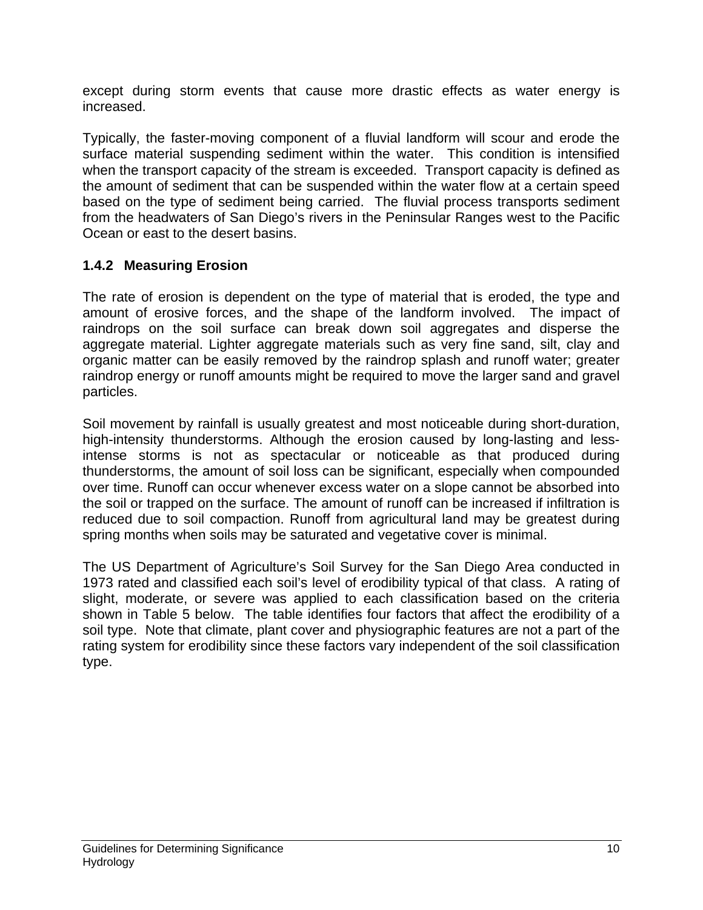except during storm events that cause more drastic effects as water energy is increased.

Typically, the faster-moving component of a fluvial landform will scour and erode the surface material suspending sediment within the water. This condition is intensified when the transport capacity of the stream is exceeded. Transport capacity is defined as the amount of sediment that can be suspended within the water flow at a certain speed based on the type of sediment being carried. The fluvial process transports sediment from the headwaters of San Diego's rivers in the Peninsular Ranges west to the Pacific Ocean or east to the desert basins.

### 1.4.2 Measuring Erosion

The rate of erosion is dependent on the type of material that is eroded, the type and amount of erosive forces, and the shape of the landform involved. The impact of raindrops on the soil surface can break down soil aggregates and disperse the aggregate material. Lighter aggregate materials such as very fine sand, silt, clay and organic matter can be easily removed by the raindrop splash and runoff water; greater raindrop energy or runoff amounts might be required to move the larger sand and gravel particles.

Soil movement by rainfall is usually greatest and most noticeable during short-duration, high-intensity thunderstorms. Although the erosion caused by long-lasting and less-intense storms is not as spectacular or noticeable as that produced during thunderstorms, the amount of soil loss can be significant, especially when compounded over time. Runoff can occur whenever excess water on a slope cannot be absorbed into the soil or trapped on the surface. The amount of runoff can be increased if infiltration is reduced due to soil compaction. Runoff from agricultural land may be greatest during spring months when soils may be saturated and vegetative cover is minimal.

The US Department of Agriculture's Soil Survey for the San Diego Area conducted in 1973 rated and classified each soil's level of erodibility typical of that class. A rating of slight, moderate, or severe was applied to each classification based on the criteria shown in Table 5 below. The table identifies four factors that affect the erodibility of a soil type. Note that climate, plant cover and physiographic features are not a part of the rating system for erodibility since these factors vary independent of the soil classification type.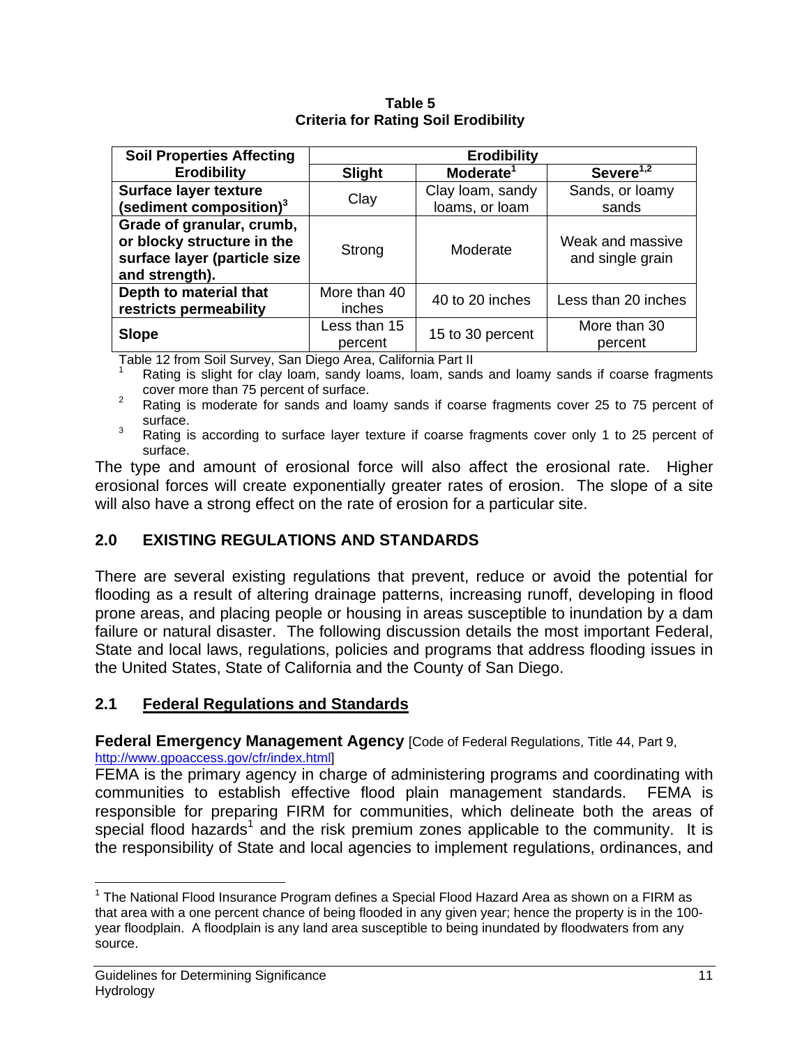**Table 5**
**Criteria for Rating Soil Erodibility**

| Soil Properties Affecting Erodibility | Erodibility | | |
|---|---|---|---|
| | Slight | Moderate[1] | Severe[1,2] |
| **Surface layer texture (sediment composition)[3]** | Clay | Clay loam, sandy loams, or loam | Sands, or loamy sands |
| **Grade of granular, crumb, or blocky structure in the surface layer (particle size and strength).** | Strong | Moderate | Weak and massive and single grain |
| **Depth to material that restricts permeability** | More than 40 inches | 40 to 20 inches | Less than 20 inches |
| **Slope** | Less than 15 percent | 15 to 30 percent | More than 30 percent |

Table 12 from Soil Survey, San Diego Area, California Part II

[1] Rating is slight for clay loam, sandy loams, loam, sands and loamy sands if coarse fragments cover more than 75 percent of surface.

[2] Rating is moderate for sands and loamy sands if coarse fragments cover 25 to 75 percent of surface.

[3] Rating is according to surface layer texture if coarse fragments cover only 1 to 25 percent of surface.

The type and amount of erosional force will also affect the erosional rate. Higher erosional forces will create exponentially greater rates of erosion. The slope of a site will also have a strong effect on the rate of erosion for a particular site.

## 2.0 EXISTING REGULATIONS AND STANDARDS

There are several existing regulations that prevent, reduce or avoid the potential for flooding as a result of altering drainage patterns, increasing runoff, developing in flood prone areas, and placing people or housing in areas susceptible to inundation by a dam failure or natural disaster. The following discussion details the most important Federal, State and local laws, regulations, policies and programs that address flooding issues in the United States, State of California and the County of San Diego.

### 2.1 Federal Regulations and Standards

**Federal Emergency Management Agency** [Code of Federal Regulations, Title 44, Part 9, http://www.gpoaccess.gov/cfr/index.html]

FEMA is the primary agency in charge of administering programs and coordinating with communities to establish effective flood plain management standards. FEMA is responsible for preparing FIRM for communities, which delineate both the areas of special flood hazards[1] and the risk premium zones applicable to the community. It is the responsibility of State and local agencies to implement regulations, ordinances, and

[1] The National Flood Insurance Program defines a Special Flood Hazard Area as shown on a FIRM as that area with a one percent chance of being flooded in any given year; hence the property is in the 100-year floodplain. A floodplain is any land area susceptible to being inundated by floodwaters from any source.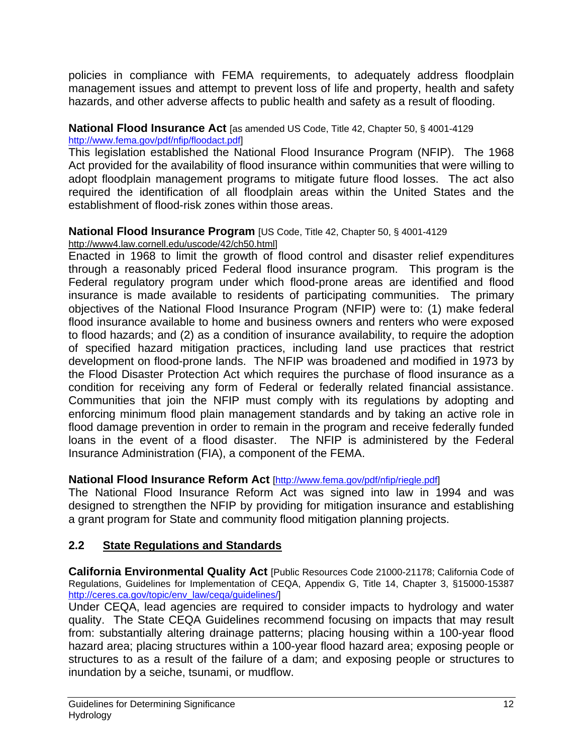policies in compliance with FEMA requirements, to adequately address floodplain management issues and attempt to prevent loss of life and property, health and safety hazards, and other adverse affects to public health and safety as a result of flooding.

**National Flood Insurance Act** [as amended US Code, Title 42, Chapter 50, § 4001-4129 http://www.fema.gov/pdf/nfip/floodact.pdf]
This legislation established the National Flood Insurance Program (NFIP). The 1968 Act provided for the availability of flood insurance within communities that were willing to adopt floodplain management programs to mitigate future flood losses. The act also required the identification of all floodplain areas within the United States and the establishment of flood-risk zones within those areas.

**National Flood Insurance Program** [US Code, Title 42, Chapter 50, § 4001-4129 http://www4.law.cornell.edu/uscode/42/ch50.html]
Enacted in 1968 to limit the growth of flood control and disaster relief expenditures through a reasonably priced Federal flood insurance program. This program is the Federal regulatory program under which flood-prone areas are identified and flood insurance is made available to residents of participating communities. The primary objectives of the National Flood Insurance Program (NFIP) were to: (1) make federal flood insurance available to home and business owners and renters who were exposed to flood hazards; and (2) as a condition of insurance availability, to require the adoption of specified hazard mitigation practices, including land use practices that restrict development on flood-prone lands. The NFIP was broadened and modified in 1973 by the Flood Disaster Protection Act which requires the purchase of flood insurance as a condition for receiving any form of Federal or federally related financial assistance. Communities that join the NFIP must comply with its regulations by adopting and enforcing minimum flood plain management standards and by taking an active role in flood damage prevention in order to remain in the program and receive federally funded loans in the event of a flood disaster. The NFIP is administered by the Federal Insurance Administration (FIA), a component of the FEMA.

**National Flood Insurance Reform Act** [http://www.fema.gov/pdf/nfip/riegle.pdf]
The National Flood Insurance Reform Act was signed into law in 1994 and was designed to strengthen the NFIP by providing for mitigation insurance and establishing a grant program for State and community flood mitigation planning projects.

## 2.2 State Regulations and Standards

**California Environmental Quality Act** [Public Resources Code 21000-21178; California Code of Regulations, Guidelines for Implementation of CEQA, Appendix G, Title 14, Chapter 3, §15000-15387 http://ceres.ca.gov/topic/env_law/ceqa/guidelines/]
Under CEQA, lead agencies are required to consider impacts to hydrology and water quality. The State CEQA Guidelines recommend focusing on impacts that may result from: substantially altering drainage patterns; placing housing within a 100-year flood hazard area; placing structures within a 100-year flood hazard area; exposing people or structures to as a result of the failure of a dam; and exposing people or structures to inundation by a seiche, tsunami, or mudflow.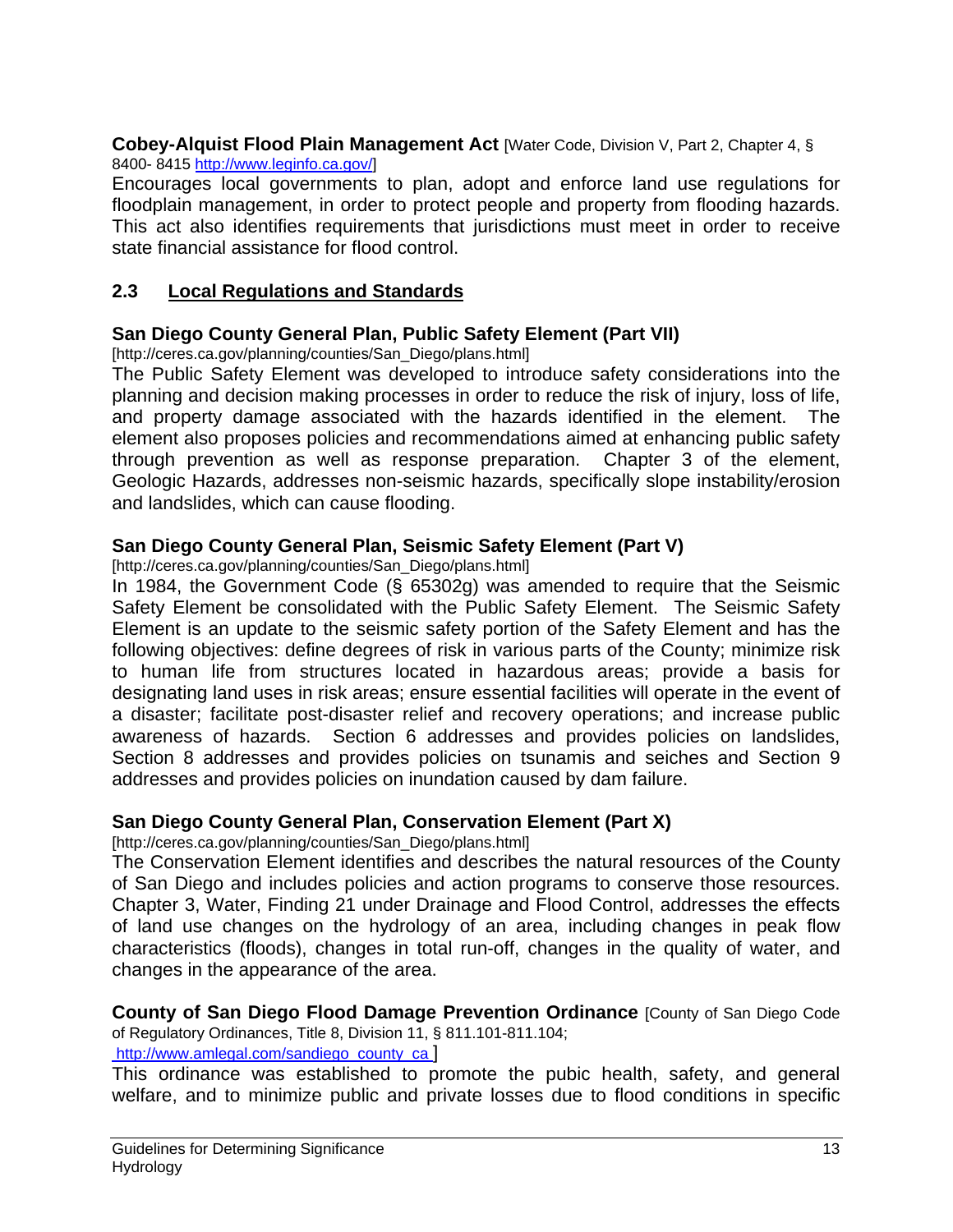**Cobey-Alquist Flood Plain Management Act** [Water Code, Division V, Part 2, Chapter 4, § 8400- 8415 http://www.leginfo.ca.gov/]

Encourages local governments to plan, adopt and enforce land use regulations for floodplain management, in order to protect people and property from flooding hazards. This act also identifies requirements that jurisdictions must meet in order to receive state financial assistance for flood control.

## 2.3 Local Regulations and Standards

**San Diego County General Plan, Public Safety Element (Part VII)**
[http://ceres.ca.gov/planning/counties/San_Diego/plans.html]

The Public Safety Element was developed to introduce safety considerations into the planning and decision making processes in order to reduce the risk of injury, loss of life, and property damage associated with the hazards identified in the element. The element also proposes policies and recommendations aimed at enhancing public safety through prevention as well as response preparation. Chapter 3 of the element, Geologic Hazards, addresses non-seismic hazards, specifically slope instability/erosion and landslides, which can cause flooding.

**San Diego County General Plan, Seismic Safety Element (Part V)**
[http://ceres.ca.gov/planning/counties/San_Diego/plans.html]

In 1984, the Government Code (§ 65302g) was amended to require that the Seismic Safety Element be consolidated with the Public Safety Element. The Seismic Safety Element is an update to the seismic safety portion of the Safety Element and has the following objectives: define degrees of risk in various parts of the County; minimize risk to human life from structures located in hazardous areas; provide a basis for designating land uses in risk areas; ensure essential facilities will operate in the event of a disaster; facilitate post-disaster relief and recovery operations; and increase public awareness of hazards. Section 6 addresses and provides policies on landslides, Section 8 addresses and provides policies on tsunamis and seiches and Section 9 addresses and provides policies on inundation caused by dam failure.

**San Diego County General Plan, Conservation Element (Part X)**
[http://ceres.ca.gov/planning/counties/San_Diego/plans.html]

The Conservation Element identifies and describes the natural resources of the County of San Diego and includes policies and action programs to conserve those resources. Chapter 3, Water, Finding 21 under Drainage and Flood Control, addresses the effects of land use changes on the hydrology of an area, including changes in peak flow characteristics (floods), changes in total run-off, changes in the quality of water, and changes in the appearance of the area.

**County of San Diego Flood Damage Prevention Ordinance** [County of San Diego Code of Regulatory Ordinances, Title 8, Division 11, § 811.101-811.104; http://www.amlegal.com/sandiego_county_ca ]

This ordinance was established to promote the pubic health, safety, and general welfare, and to minimize public and private losses due to flood conditions in specific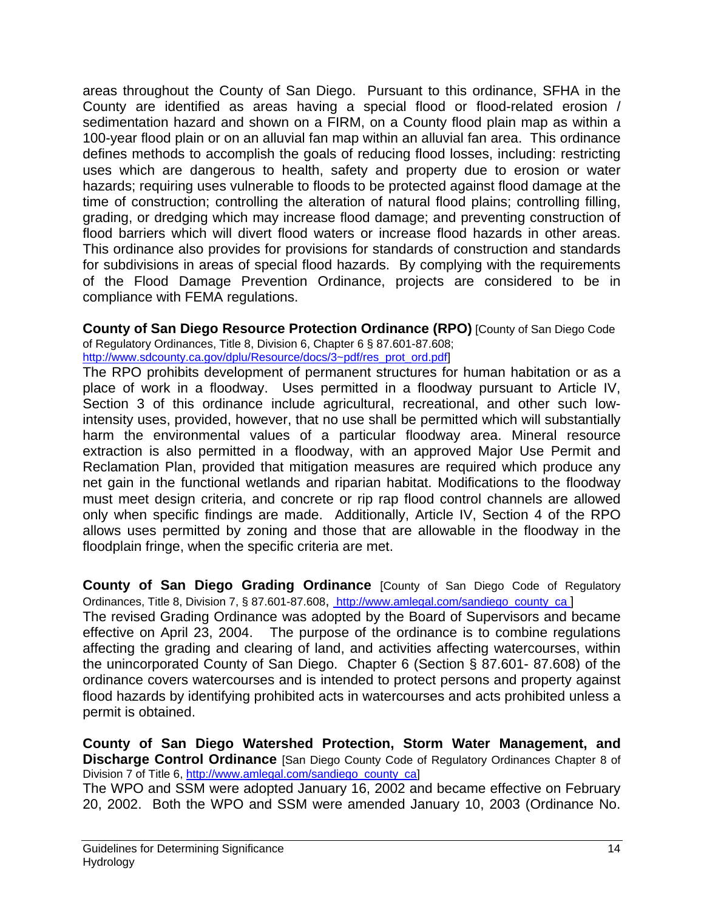areas throughout the County of San Diego. Pursuant to this ordinance, SFHA in the County are identified as areas having a special flood or flood-related erosion / sedimentation hazard and shown on a FIRM, on a County flood plain map as within a 100-year flood plain or on an alluvial fan map within an alluvial fan area. This ordinance defines methods to accomplish the goals of reducing flood losses, including: restricting uses which are dangerous to health, safety and property due to erosion or water hazards; requiring uses vulnerable to floods to be protected against flood damage at the time of construction; controlling the alteration of natural flood plains; controlling filling, grading, or dredging which may increase flood damage; and preventing construction of flood barriers which will divert flood waters or increase flood hazards in other areas. This ordinance also provides for provisions for standards of construction and standards for subdivisions in areas of special flood hazards. By complying with the requirements of the Flood Damage Prevention Ordinance, projects are considered to be in compliance with FEMA regulations.

**County of San Diego Resource Protection Ordinance (RPO)** [County of San Diego Code of Regulatory Ordinances, Title 8, Division 6, Chapter 6 § 87.601-87.608; http://www.sdcounty.ca.gov/dplu/Resource/docs/3~pdf/res_prot_ord.pdf]

The RPO prohibits development of permanent structures for human habitation or as a place of work in a floodway. Uses permitted in a floodway pursuant to Article IV, Section 3 of this ordinance include agricultural, recreational, and other such low-intensity uses, provided, however, that no use shall be permitted which will substantially harm the environmental values of a particular floodway area. Mineral resource extraction is also permitted in a floodway, with an approved Major Use Permit and Reclamation Plan, provided that mitigation measures are required which produce any net gain in the functional wetlands and riparian habitat. Modifications to the floodway must meet design criteria, and concrete or rip rap flood control channels are allowed only when specific findings are made. Additionally, Article IV, Section 4 of the RPO allows uses permitted by zoning and those that are allowable in the floodway in the floodplain fringe, when the specific criteria are met.

**County of San Diego Grading Ordinance** [County of San Diego Code of Regulatory Ordinances, Title 8, Division 7, § 87.601-87.608, http://www.amlegal.com/sandiego_county_ca ]

The revised Grading Ordinance was adopted by the Board of Supervisors and became effective on April 23, 2004. The purpose of the ordinance is to combine regulations affecting the grading and clearing of land, and activities affecting watercourses, within the unincorporated County of San Diego. Chapter 6 (Section § 87.601- 87.608) of the ordinance covers watercourses and is intended to protect persons and property against flood hazards by identifying prohibited acts in watercourses and acts prohibited unless a permit is obtained.

**County of San Diego Watershed Protection, Storm Water Management, and Discharge Control Ordinance** [San Diego County Code of Regulatory Ordinances Chapter 8 of Division 7 of Title 6, http://www.amlegal.com/sandiego_county_ca]

The WPO and SSM were adopted January 16, 2002 and became effective on February 20, 2002. Both the WPO and SSM were amended January 10, 2003 (Ordinance No.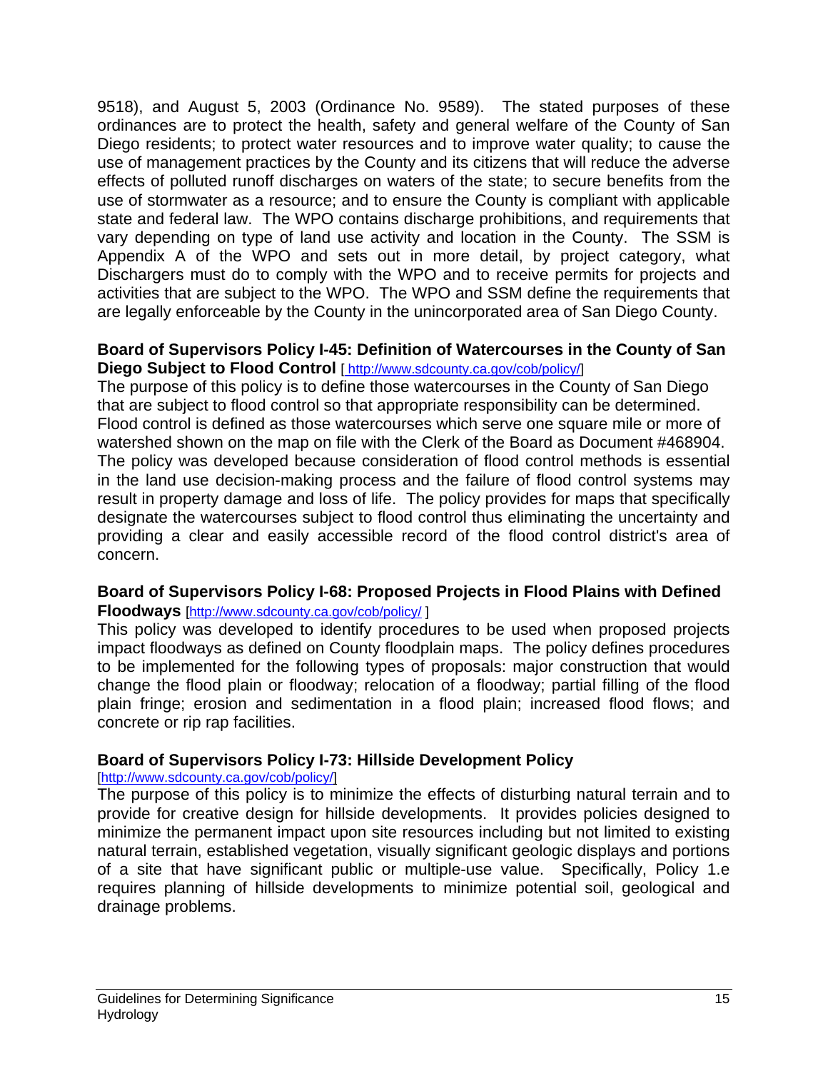9518), and August 5, 2003 (Ordinance No. 9589). The stated purposes of these ordinances are to protect the health, safety and general welfare of the County of San Diego residents; to protect water resources and to improve water quality; to cause the use of management practices by the County and its citizens that will reduce the adverse effects of polluted runoff discharges on waters of the state; to secure benefits from the use of stormwater as a resource; and to ensure the County is compliant with applicable state and federal law. The WPO contains discharge prohibitions, and requirements that vary depending on type of land use activity and location in the County. The SSM is Appendix A of the WPO and sets out in more detail, by project category, what Dischargers must do to comply with the WPO and to receive permits for projects and activities that are subject to the WPO. The WPO and SSM define the requirements that are legally enforceable by the County in the unincorporated area of San Diego County.

**Board of Supervisors Policy I-45: Definition of Watercourses in the County of San Diego Subject to Flood Control** [ http://www.sdcounty.ca.gov/cob/policy/]

The purpose of this policy is to define those watercourses in the County of San Diego that are subject to flood control so that appropriate responsibility can be determined. Flood control is defined as those watercourses which serve one square mile or more of watershed shown on the map on file with the Clerk of the Board as Document #468904. The policy was developed because consideration of flood control methods is essential in the land use decision-making process and the failure of flood control systems may result in property damage and loss of life. The policy provides for maps that specifically designate the watercourses subject to flood control thus eliminating the uncertainty and providing a clear and easily accessible record of the flood control district's area of concern.

**Board of Supervisors Policy I-68: Proposed Projects in Flood Plains with Defined Floodways** [http://www.sdcounty.ca.gov/cob/policy/ ]

This policy was developed to identify procedures to be used when proposed projects impact floodways as defined on County floodplain maps. The policy defines procedures to be implemented for the following types of proposals: major construction that would change the flood plain or floodway; relocation of a floodway; partial filling of the flood plain fringe; erosion and sedimentation in a flood plain; increased flood flows; and concrete or rip rap facilities.

**Board of Supervisors Policy I-73: Hillside Development Policy** [http://www.sdcounty.ca.gov/cob/policy/]

The purpose of this policy is to minimize the effects of disturbing natural terrain and to provide for creative design for hillside developments. It provides policies designed to minimize the permanent impact upon site resources including but not limited to existing natural terrain, established vegetation, visually significant geologic displays and portions of a site that have significant public or multiple-use value. Specifically, Policy 1.e requires planning of hillside developments to minimize potential soil, geological and drainage problems.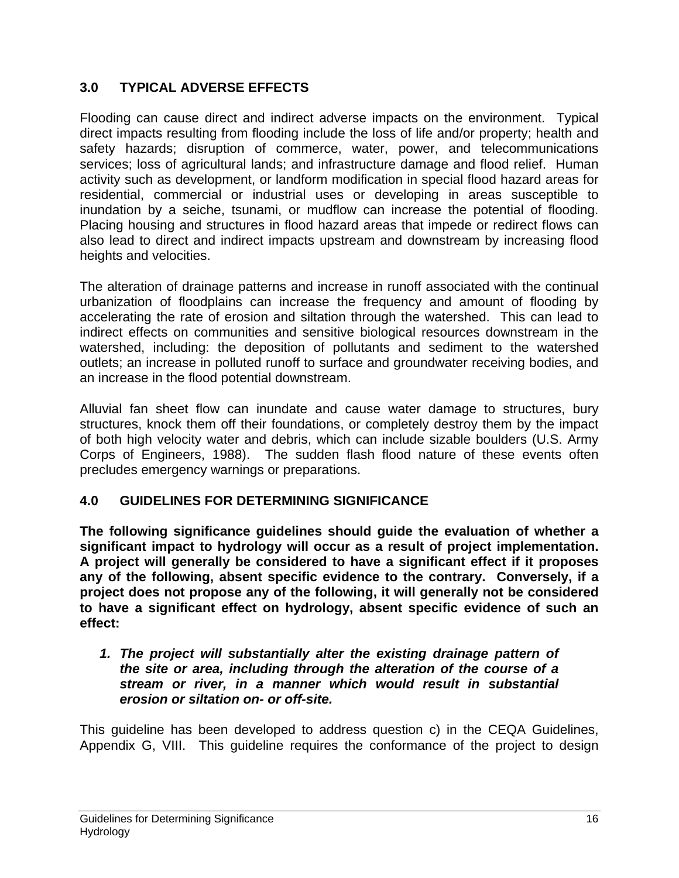## 3.0 TYPICAL ADVERSE EFFECTS

Flooding can cause direct and indirect adverse impacts on the environment. Typical direct impacts resulting from flooding include the loss of life and/or property; health and safety hazards; disruption of commerce, water, power, and telecommunications services; loss of agricultural lands; and infrastructure damage and flood relief. Human activity such as development, or landform modification in special flood hazard areas for residential, commercial or industrial uses or developing in areas susceptible to inundation by a seiche, tsunami, or mudflow can increase the potential of flooding. Placing housing and structures in flood hazard areas that impede or redirect flows can also lead to direct and indirect impacts upstream and downstream by increasing flood heights and velocities.

The alteration of drainage patterns and increase in runoff associated with the continual urbanization of floodplains can increase the frequency and amount of flooding by accelerating the rate of erosion and siltation through the watershed. This can lead to indirect effects on communities and sensitive biological resources downstream in the watershed, including: the deposition of pollutants and sediment to the watershed outlets; an increase in polluted runoff to surface and groundwater receiving bodies, and an increase in the flood potential downstream.

Alluvial fan sheet flow can inundate and cause water damage to structures, bury structures, knock them off their foundations, or completely destroy them by the impact of both high velocity water and debris, which can include sizable boulders (U.S. Army Corps of Engineers, 1988). The sudden flash flood nature of these events often precludes emergency warnings or preparations.

## 4.0 GUIDELINES FOR DETERMINING SIGNIFICANCE

**The following significance guidelines should guide the evaluation of whether a significant impact to hydrology will occur as a result of project implementation. A project will generally be considered to have a significant effect if it proposes any of the following, absent specific evidence to the contrary. Conversely, if a project does not propose any of the following, it will generally not be considered to have a significant effect on hydrology, absent specific evidence of such an effect:**

1. ***The project will substantially alter the existing drainage pattern of the site or area, including through the alteration of the course of a stream or river, in a manner which would result in substantial erosion or siltation on- or off-site.***

This guideline has been developed to address question c) in the CEQA Guidelines, Appendix G, VIII. This guideline requires the conformance of the project to design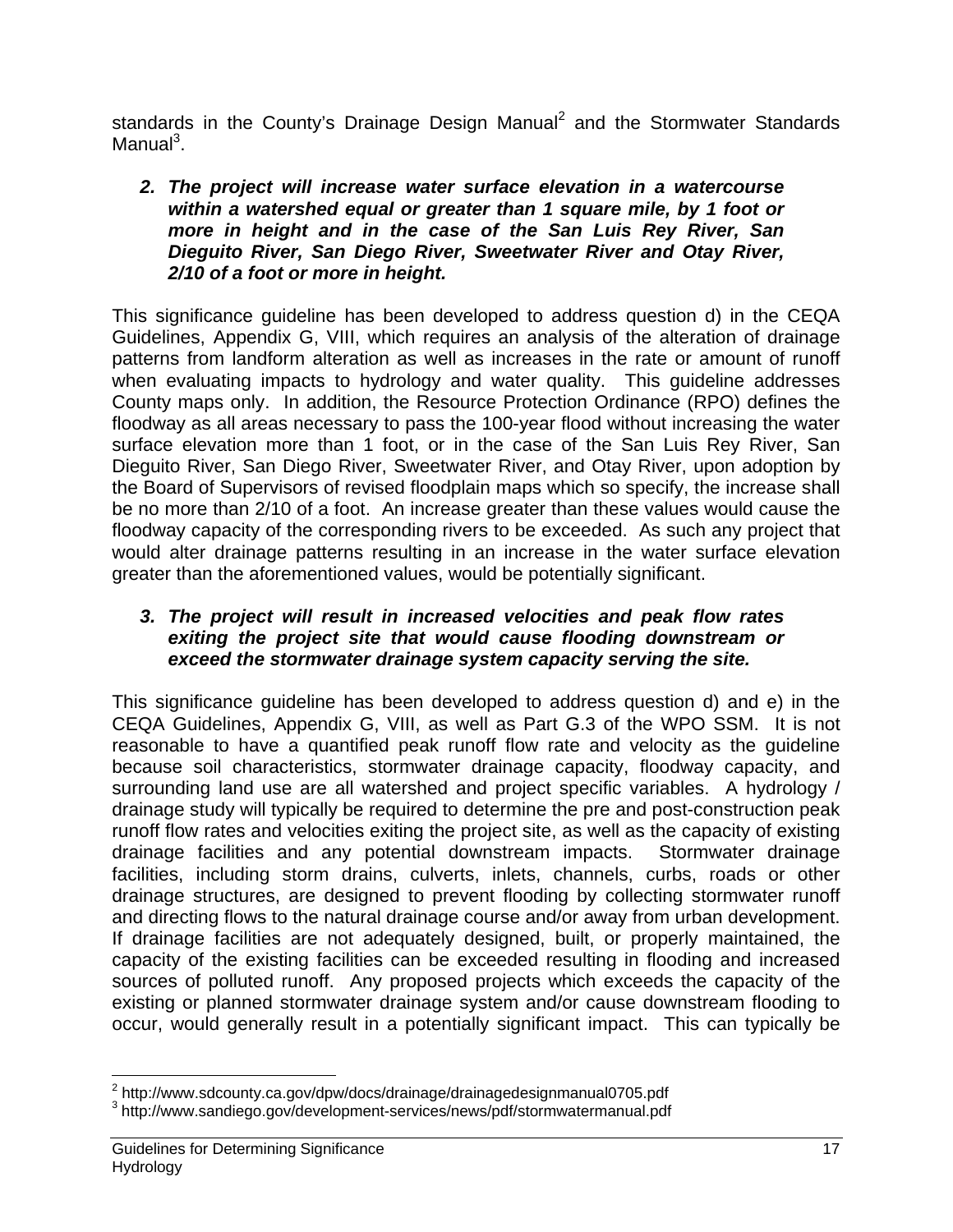standards in the County's Drainage Design Manual[2] and the Stormwater Standards Manual[3].

***2. The project will increase water surface elevation in a watercourse within a watershed equal or greater than 1 square mile, by 1 foot or more in height and in the case of the San Luis Rey River, San Dieguito River, San Diego River, Sweetwater River and Otay River, 2/10 of a foot or more in height.***

This significance guideline has been developed to address question d) in the CEQA Guidelines, Appendix G, VIII, which requires an analysis of the alteration of drainage patterns from landform alteration as well as increases in the rate or amount of runoff when evaluating impacts to hydrology and water quality. This guideline addresses County maps only. In addition, the Resource Protection Ordinance (RPO) defines the floodway as all areas necessary to pass the 100-year flood without increasing the water surface elevation more than 1 foot, or in the case of the San Luis Rey River, San Dieguito River, San Diego River, Sweetwater River, and Otay River, upon adoption by the Board of Supervisors of revised floodplain maps which so specify, the increase shall be no more than 2/10 of a foot. An increase greater than these values would cause the floodway capacity of the corresponding rivers to be exceeded. As such any project that would alter drainage patterns resulting in an increase in the water surface elevation greater than the aforementioned values, would be potentially significant.

***3. The project will result in increased velocities and peak flow rates exiting the project site that would cause flooding downstream or exceed the stormwater drainage system capacity serving the site.***

This significance guideline has been developed to address question d) and e) in the CEQA Guidelines, Appendix G, VIII, as well as Part G.3 of the WPO SSM. It is not reasonable to have a quantified peak runoff flow rate and velocity as the guideline because soil characteristics, stormwater drainage capacity, floodway capacity, and surrounding land use are all watershed and project specific variables. A hydrology / drainage study will typically be required to determine the pre and post-construction peak runoff flow rates and velocities exiting the project site, as well as the capacity of existing drainage facilities and any potential downstream impacts. Stormwater drainage facilities, including storm drains, culverts, inlets, channels, curbs, roads or other drainage structures, are designed to prevent flooding by collecting stormwater runoff and directing flows to the natural drainage course and/or away from urban development. If drainage facilities are not adequately designed, built, or properly maintained, the capacity of the existing facilities can be exceeded resulting in flooding and increased sources of polluted runoff. Any proposed projects which exceeds the capacity of the existing or planned stormwater drainage system and/or cause downstream flooding to occur, would generally result in a potentially significant impact. This can typically be

[2] http://www.sdcounty.ca.gov/dpw/docs/drainage/drainagedesignmanual0705.pdf
[3] http://www.sandiego.gov/development-services/news/pdf/stormwatermanual.pdf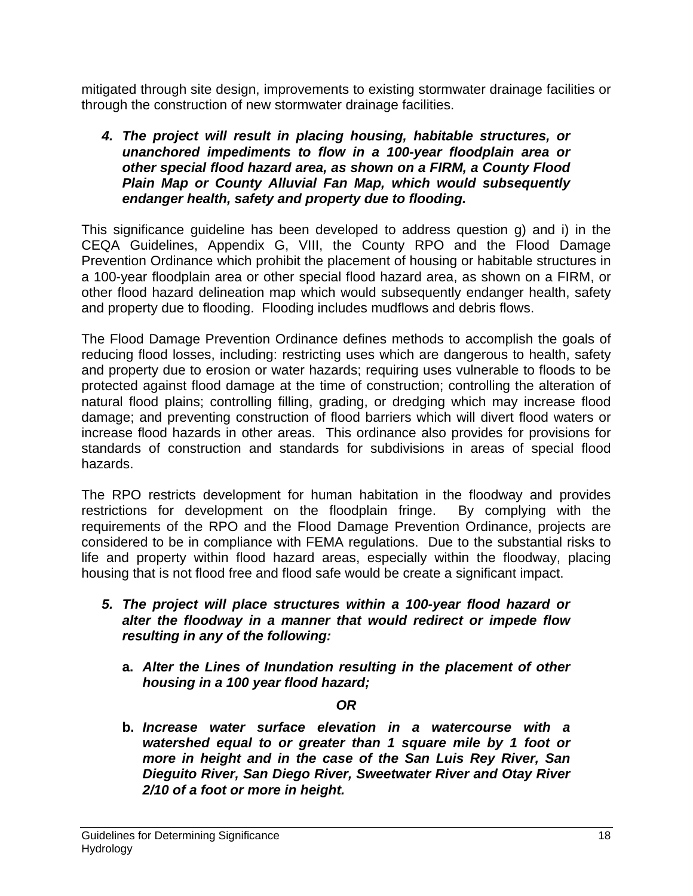mitigated through site design, improvements to existing stormwater drainage facilities or through the construction of new stormwater drainage facilities.

4. ***The project will result in placing housing, habitable structures, or unanchored impediments to flow in a 100-year floodplain area or other special flood hazard area, as shown on a FIRM, a County Flood Plain Map or County Alluvial Fan Map, which would subsequently endanger health, safety and property due to flooding.***

This significance guideline has been developed to address question g) and i) in the CEQA Guidelines, Appendix G, VIII, the County RPO and the Flood Damage Prevention Ordinance which prohibit the placement of housing or habitable structures in a 100-year floodplain area or other special flood hazard area, as shown on a FIRM, or other flood hazard delineation map which would subsequently endanger health, safety and property due to flooding. Flooding includes mudflows and debris flows.

The Flood Damage Prevention Ordinance defines methods to accomplish the goals of reducing flood losses, including: restricting uses which are dangerous to health, safety and property due to erosion or water hazards; requiring uses vulnerable to floods to be protected against flood damage at the time of construction; controlling the alteration of natural flood plains; controlling filling, grading, or dredging which may increase flood damage; and preventing construction of flood barriers which will divert flood waters or increase flood hazards in other areas. This ordinance also provides for provisions for standards of construction and standards for subdivisions in areas of special flood hazards.

The RPO restricts development for human habitation in the floodway and provides restrictions for development on the floodplain fringe. By complying with the requirements of the RPO and the Flood Damage Prevention Ordinance, projects are considered to be in compliance with FEMA regulations. Due to the substantial risks to life and property within flood hazard areas, especially within the floodway, placing housing that is not flood free and flood safe would be create a significant impact.

5. ***The project will place structures within a 100-year flood hazard or alter the floodway in a manner that would redirect or impede flow resulting in any of the following:***

   **a.** ***Alter the Lines of Inundation resulting in the placement of other housing in a 100 year flood hazard;***

   ***OR***

   **b.** ***Increase water surface elevation in a watercourse with a watershed equal to or greater than 1 square mile by 1 foot or more in height and in the case of the San Luis Rey River, San Dieguito River, San Diego River, Sweetwater River and Otay River 2/10 of a foot or more in height.***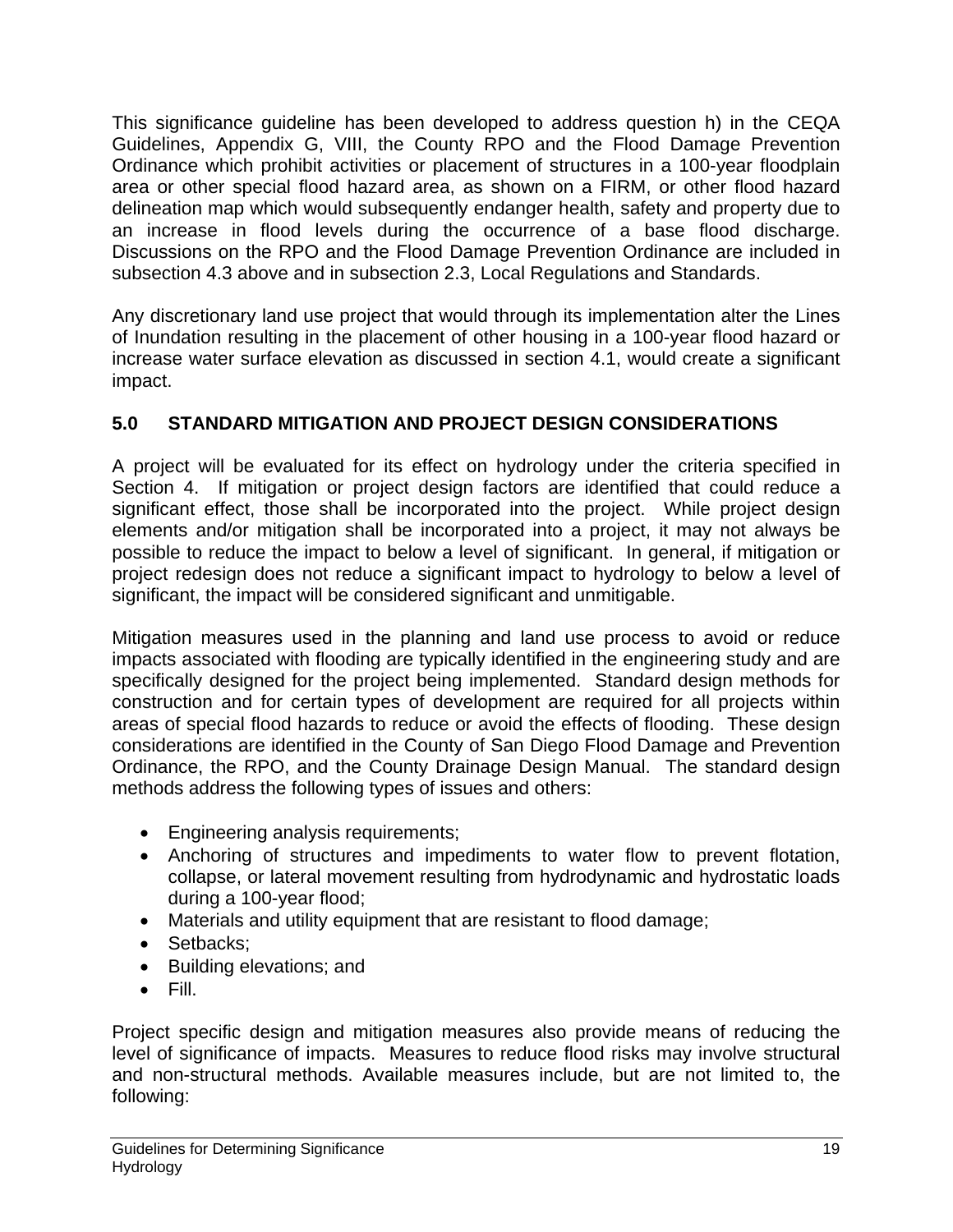This significance guideline has been developed to address question h) in the CEQA Guidelines, Appendix G, VIII, the County RPO and the Flood Damage Prevention Ordinance which prohibit activities or placement of structures in a 100-year floodplain area or other special flood hazard area, as shown on a FIRM, or other flood hazard delineation map which would subsequently endanger health, safety and property due to an increase in flood levels during the occurrence of a base flood discharge. Discussions on the RPO and the Flood Damage Prevention Ordinance are included in subsection 4.3 above and in subsection 2.3, Local Regulations and Standards.

Any discretionary land use project that would through its implementation alter the Lines of Inundation resulting in the placement of other housing in a 100-year flood hazard or increase water surface elevation as discussed in section 4.1, would create a significant impact.

## 5.0 STANDARD MITIGATION AND PROJECT DESIGN CONSIDERATIONS

A project will be evaluated for its effect on hydrology under the criteria specified in Section 4. If mitigation or project design factors are identified that could reduce a significant effect, those shall be incorporated into the project. While project design elements and/or mitigation shall be incorporated into a project, it may not always be possible to reduce the impact to below a level of significant. In general, if mitigation or project redesign does not reduce a significant impact to hydrology to below a level of significant, the impact will be considered significant and unmitigable.

Mitigation measures used in the planning and land use process to avoid or reduce impacts associated with flooding are typically identified in the engineering study and are specifically designed for the project being implemented. Standard design methods for construction and for certain types of development are required for all projects within areas of special flood hazards to reduce or avoid the effects of flooding. These design considerations are identified in the County of San Diego Flood Damage and Prevention Ordinance, the RPO, and the County Drainage Design Manual. The standard design methods address the following types of issues and others:

- Engineering analysis requirements;
- Anchoring of structures and impediments to water flow to prevent flotation, collapse, or lateral movement resulting from hydrodynamic and hydrostatic loads during a 100-year flood;
- Materials and utility equipment that are resistant to flood damage;
- Setbacks;
- Building elevations; and
- Fill.

Project specific design and mitigation measures also provide means of reducing the level of significance of impacts. Measures to reduce flood risks may involve structural and non-structural methods. Available measures include, but are not limited to, the following: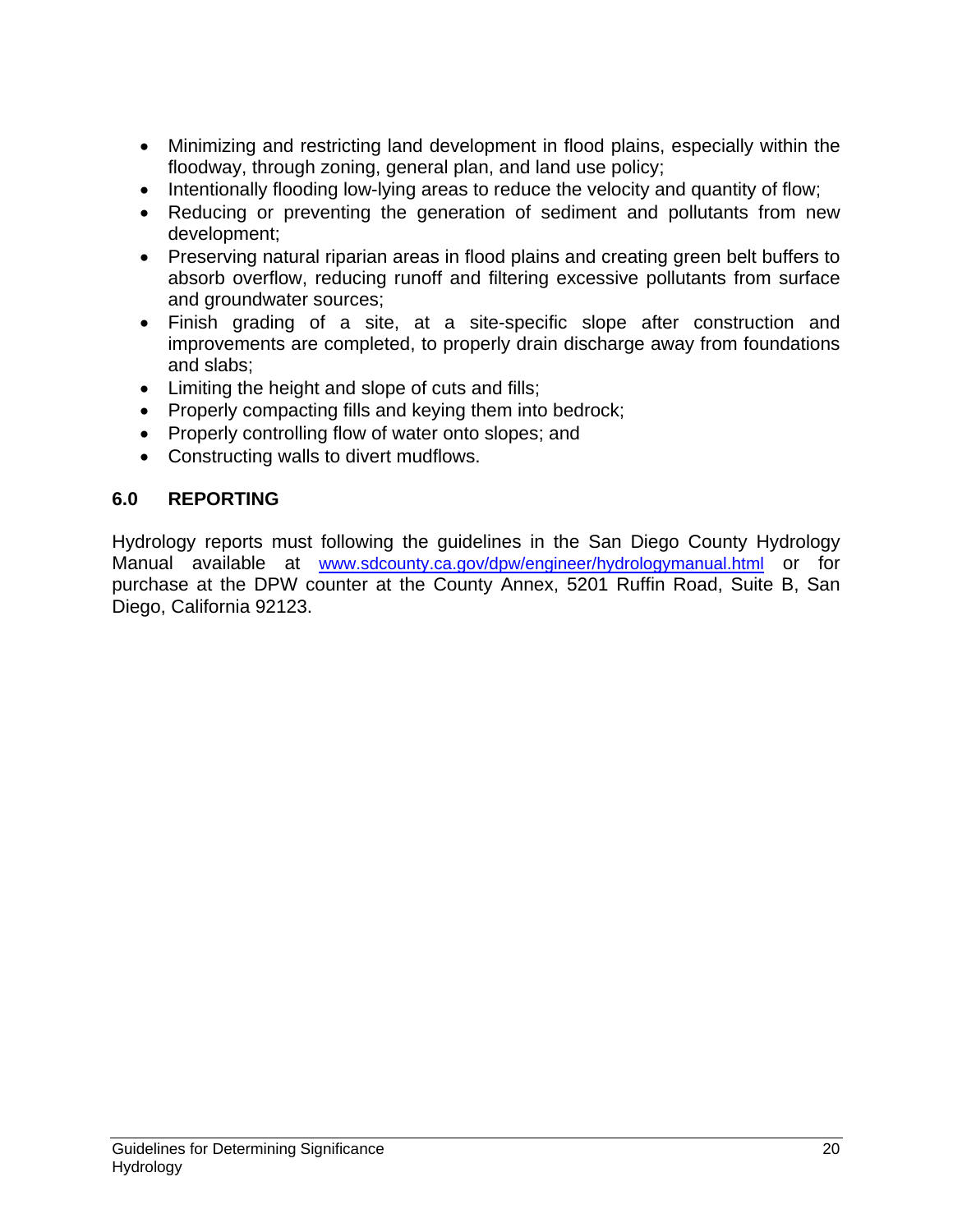- Minimizing and restricting land development in flood plains, especially within the floodway, through zoning, general plan, and land use policy;
- Intentionally flooding low-lying areas to reduce the velocity and quantity of flow;
- Reducing or preventing the generation of sediment and pollutants from new development;
- Preserving natural riparian areas in flood plains and creating green belt buffers to absorb overflow, reducing runoff and filtering excessive pollutants from surface and groundwater sources;
- Finish grading of a site, at a site-specific slope after construction and improvements are completed, to properly drain discharge away from foundations and slabs;
- Limiting the height and slope of cuts and fills;
- Properly compacting fills and keying them into bedrock;
- Properly controlling flow of water onto slopes; and
- Constructing walls to divert mudflows.

## 6.0 REPORTING

Hydrology reports must following the guidelines in the San Diego County Hydrology Manual available at www.sdcounty.ca.gov/dpw/engineer/hydrologymanual.html or for purchase at the DPW counter at the County Annex, 5201 Ruffin Road, Suite B, San Diego, California 92123.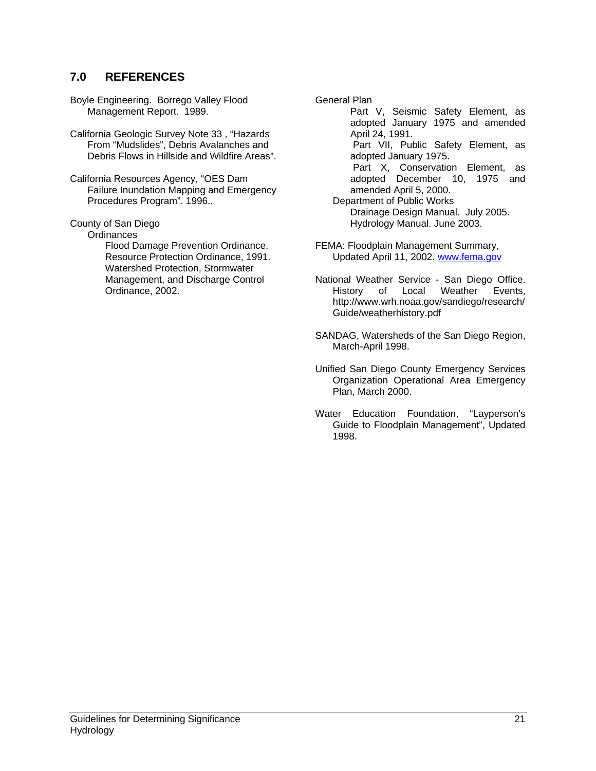## 7.0 REFERENCES

Boyle Engineering. Borrego Valley Flood Management Report. 1989.

California Geologic Survey Note 33 , "Hazards From "Mudslides", Debris Avalanches and Debris Flows in Hillside and Wildfire Areas".

California Resources Agency, "OES Dam Failure Inundation Mapping and Emergency Procedures Program". 1996..

County of San Diego
- Ordinances
  - Flood Damage Prevention Ordinance.
  - Resource Protection Ordinance, 1991.
  - Watershed Protection, Stormwater Management, and Discharge Control Ordinance, 2002.
- General Plan
  - Part V, Seismic Safety Element, as adopted January 1975 and amended April 24, 1991.
  - Part VII, Public Safety Element, as adopted January 1975.
  - Part X, Conservation Element, as adopted December 10, 1975 and amended April 5, 2000.
- Department of Public Works
  - Drainage Design Manual. July 2005.
  - Hydrology Manual. June 2003.

FEMA: Floodplain Management Summary, Updated April 11, 2002. www.fema.gov

National Weather Service - San Diego Office. History of Local Weather Events, http://www.wrh.noaa.gov/sandiego/research/Guide/weatherhistory.pdf

SANDAG, Watersheds of the San Diego Region, March-April 1998.

Unified San Diego County Emergency Services Organization Operational Area Emergency Plan, March 2000.

Water Education Foundation, "Layperson's Guide to Floodplain Management", Updated 1998.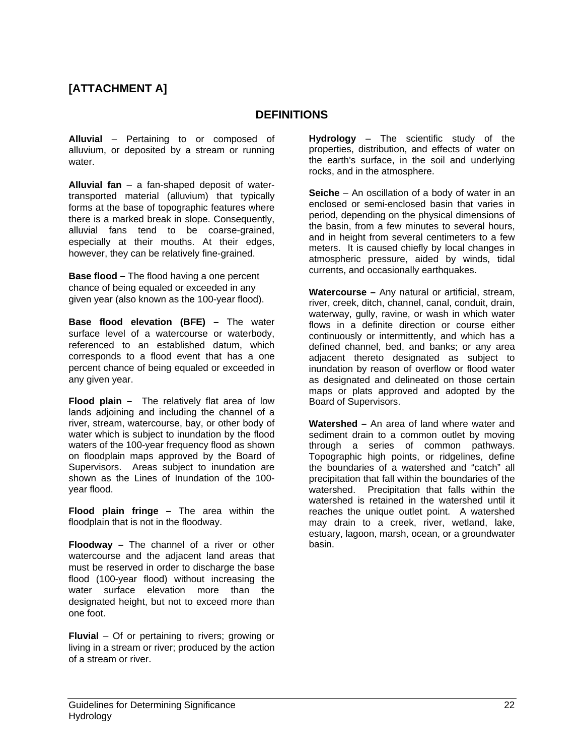# [ATTACHMENT A]

## DEFINITIONS

**Alluvial** – Pertaining to or composed of alluvium, or deposited by a stream or running water.

**Alluvial fan** – a fan-shaped deposit of water-transported material (alluvium) that typically forms at the base of topographic features where there is a marked break in slope. Consequently, alluvial fans tend to be coarse-grained, especially at their mouths. At their edges, however, they can be relatively fine-grained.

**Base flood –** The flood having a one percent chance of being equaled or exceeded in any given year (also known as the 100-year flood).

**Base flood elevation (BFE) –** The water surface level of a watercourse or waterbody, referenced to an established datum, which corresponds to a flood event that has a one percent chance of being equaled or exceeded in any given year.

**Flood plain –** The relatively flat area of low lands adjoining and including the channel of a river, stream, watercourse, bay, or other body of water which is subject to inundation by the flood waters of the 100-year frequency flood as shown on floodplain maps approved by the Board of Supervisors. Areas subject to inundation are shown as the Lines of Inundation of the 100-year flood.

**Flood plain fringe –** The area within the floodplain that is not in the floodway.

**Floodway –** The channel of a river or other watercourse and the adjacent land areas that must be reserved in order to discharge the base flood (100-year flood) without increasing the water surface elevation more than the designated height, but not to exceed more than one foot.

**Fluvial** – Of or pertaining to rivers; growing or living in a stream or river; produced by the action of a stream or river.

**Hydrology** – The scientific study of the properties, distribution, and effects of water on the earth's surface, in the soil and underlying rocks, and in the atmosphere.

**Seiche** – An oscillation of a body of water in an enclosed or semi-enclosed basin that varies in period, depending on the physical dimensions of the basin, from a few minutes to several hours, and in height from several centimeters to a few meters. It is caused chiefly by local changes in atmospheric pressure, aided by winds, tidal currents, and occasionally earthquakes.

**Watercourse –** Any natural or artificial, stream, river, creek, ditch, channel, canal, conduit, drain, waterway, gully, ravine, or wash in which water flows in a definite direction or course either continuously or intermittently, and which has a defined channel, bed, and banks; or any area adjacent thereto designated as subject to inundation by reason of overflow or flood water as designated and delineated on those certain maps or plats approved and adopted by the Board of Supervisors.

**Watershed –** An area of land where water and sediment drain to a common outlet by moving through a series of common pathways. Topographic high points, or ridgelines, define the boundaries of a watershed and "catch" all precipitation that fall within the boundaries of the watershed. Precipitation that falls within the watershed is retained in the watershed until it reaches the unique outlet point. A watershed may drain to a creek, river, wetland, lake, estuary, lagoon, marsh, ocean, or a groundwater basin.